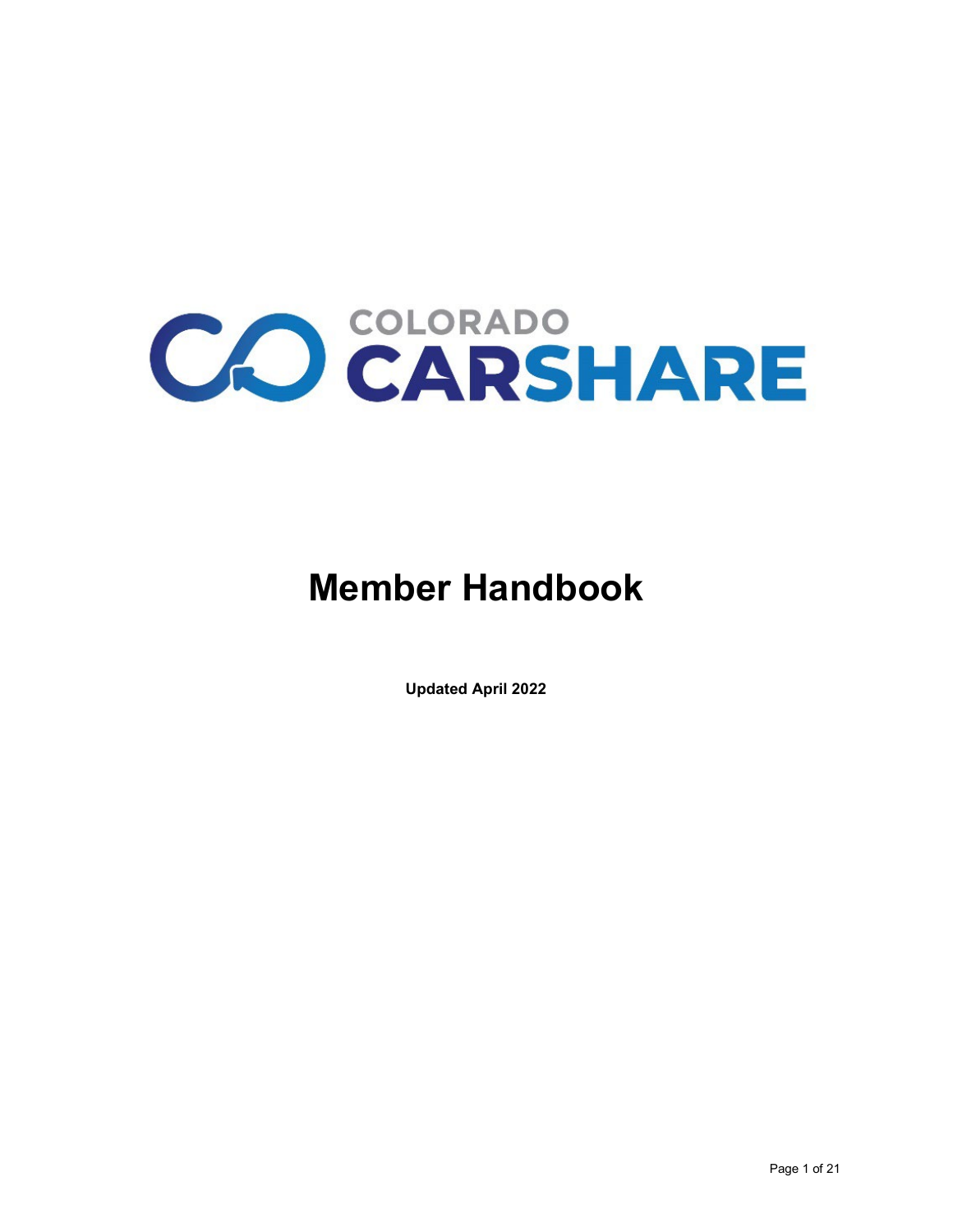COLORADO CARSHARE

# Member Handbook

**Updated April 2022**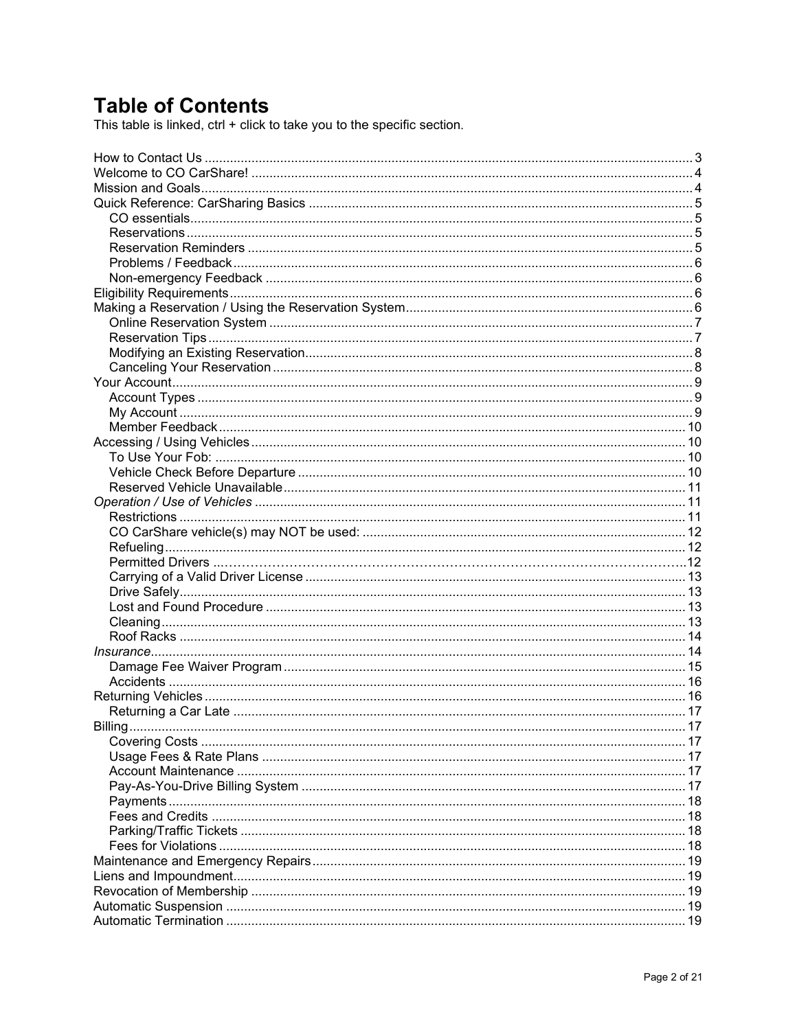# Table of Contents

This table is linked, ctrl + click to take you to the specific section.

How to Contact Us ..... 3
Welcome to CO CarShare! ..... 4
Mission and Goals ..... 4
Quick Reference: CarSharing Basics ..... 5
- CO essentials ..... 5
- Reservations ..... 5
- Reservation Reminders ..... 5
- Problems / Feedback ..... 6
- Non-emergency Feedback ..... 6

Eligibility Requirements ..... 6
Making a Reservation / Using the Reservation System ..... 6
- Online Reservation System ..... 7
- Reservation Tips ..... 7
- Modifying an Existing Reservation ..... 8
- Canceling Your Reservation ..... 8

Your Account ..... 9
- Account Types ..... 9
- My Account ..... 9
- Member Feedback ..... 10

Accessing / Using Vehicles ..... 10
- To Use Your Fob: ..... 10
- Vehicle Check Before Departure ..... 10
- Reserved Vehicle Unavailable ..... 11

*Operation / Use of Vehicles* ..... 11
- Restrictions ..... 11
- CO CarShare vehicle(s) may NOT be used: ..... 12
- Refueling ..... 12
- Permitted Drivers ..... 12
- Carrying of a Valid Driver License ..... 13
- Drive Safely ..... 13
- Lost and Found Procedure ..... 13
- Cleaning ..... 13
- Roof Racks ..... 14

*Insurance* ..... 14
- Damage Fee Waiver Program ..... 15
- Accidents ..... 16

Returning Vehicles ..... 16
- Returning a Car Late ..... 17

Billing ..... 17
- Covering Costs ..... 17
- Usage Fees & Rate Plans ..... 17
- Account Maintenance ..... 17
- Pay-As-You-Drive Billing System ..... 17
- Payments ..... 18
- Fees and Credits ..... 18
- Parking/Traffic Tickets ..... 18
- Fees for Violations ..... 18

Maintenance and Emergency Repairs ..... 19
Liens and Impoundment ..... 19
Revocation of Membership ..... 19
Automatic Suspension ..... 19
Automatic Termination ..... 19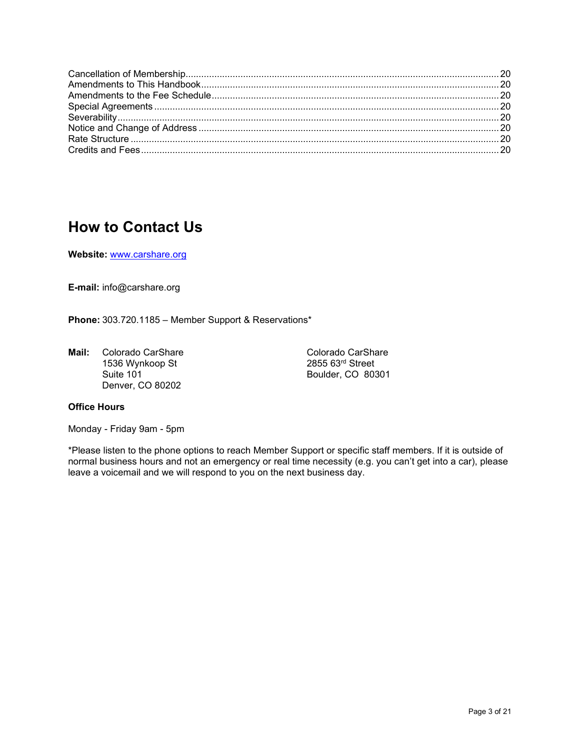| | |
|---|---|
| Cancellation of Membership | 20 |
| Amendments to This Handbook | 20 |
| Amendments to the Fee Schedule | 20 |
| Special Agreements | 20 |
| Severability | 20 |
| Notice and Change of Address | 20 |
| Rate Structure | 20 |
| Credits and Fees | 20 |

# How to Contact Us

**Website:** [www.carshare.org](http://www.carshare.org)

**E-mail:** info@carshare.org

**Phone:** 303.720.1185 – Member Support & Reservations*

**Mail:**

Colorado CarShare
1536 Wynkoop St
Suite 101
Denver, CO 80202

Colorado CarShare
2855 63rd Street
Boulder, CO 80301

**Office Hours**

Monday - Friday 9am - 5pm

*Please listen to the phone options to reach Member Support or specific staff members. If it is outside of normal business hours and not an emergency or real time necessity (e.g. you can't get into a car), please leave a voicemail and we will respond to you on the next business day.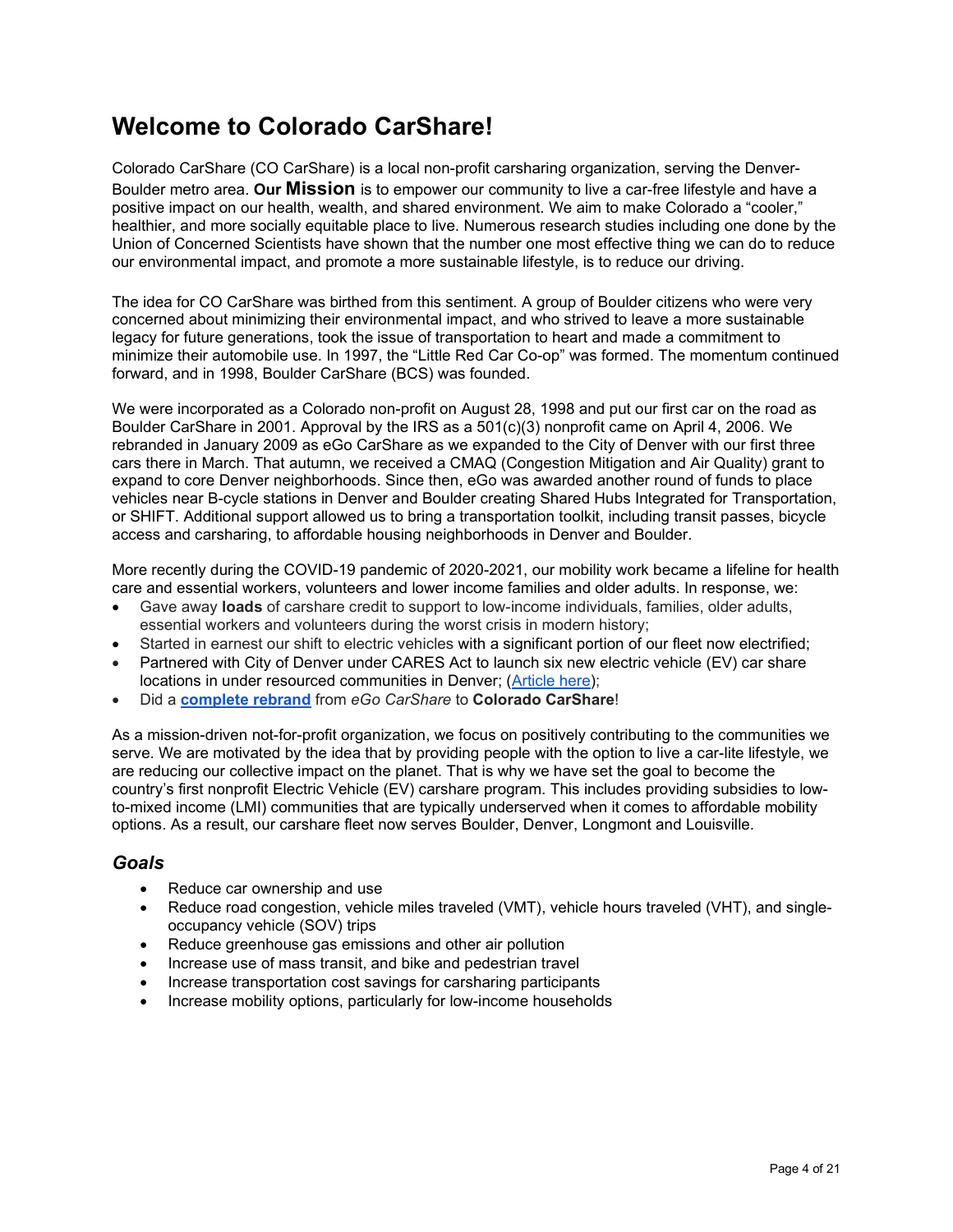# Welcome to Colorado CarShare!

Colorado CarShare (CO CarShare) is a local non-profit carsharing organization, serving the Denver-Boulder metro area. **Our Mission** is to empower our community to live a car-free lifestyle and have a positive impact on our health, wealth, and shared environment. We aim to make Colorado a "cooler," healthier, and more socially equitable place to live. Numerous research studies including one done by the Union of Concerned Scientists have shown that the number one most effective thing we can do to reduce our environmental impact, and promote a more sustainable lifestyle, is to reduce our driving.

The idea for CO CarShare was birthed from this sentiment. A group of Boulder citizens who were very concerned about minimizing their environmental impact, and who strived to leave a more sustainable legacy for future generations, took the issue of transportation to heart and made a commitment to minimize their automobile use. In 1997, the "Little Red Car Co-op" was formed. The momentum continued forward, and in 1998, Boulder CarShare (BCS) was founded.

We were incorporated as a Colorado non-profit on August 28, 1998 and put our first car on the road as Boulder CarShare in 2001. Approval by the IRS as a 501(c)(3) nonprofit came on April 4, 2006. We rebranded in January 2009 as eGo CarShare as we expanded to the City of Denver with our first three cars there in March. That autumn, we received a CMAQ (Congestion Mitigation and Air Quality) grant to expand to core Denver neighborhoods. Since then, eGo was awarded another round of funds to place vehicles near B-cycle stations in Denver and Boulder creating Shared Hubs Integrated for Transportation, or SHIFT. Additional support allowed us to bring a transportation toolkit, including transit passes, bicycle access and carsharing, to affordable housing neighborhoods in Denver and Boulder.

More recently during the COVID-19 pandemic of 2020-2021, our mobility work became a lifeline for health care and essential workers, volunteers and lower income families and older adults. In response, we:

- Gave away **loads** of carshare credit to support to low-income individuals, families, older adults, essential workers and volunteers during the worst crisis in modern history;
- Started in earnest our shift to electric vehicles with a significant portion of our fleet now electrified;
- Partnered with City of Denver under CARES Act to launch six new electric vehicle (EV) car share locations in under resourced communities in Denver; (Article here);
- Did a **complete rebrand** from *eGo CarShare* to **Colorado CarShare**!

As a mission-driven not-for-profit organization, we focus on positively contributing to the communities we serve. We are motivated by the idea that by providing people with the option to live a car-lite lifestyle, we are reducing our collective impact on the planet. That is why we have set the goal to become the country's first nonprofit Electric Vehicle (EV) carshare program. This includes providing subsidies to low-to-mixed income (LMI) communities that are typically underserved when it comes to affordable mobility options. As a result, our carshare fleet now serves Boulder, Denver, Longmont and Louisville.

## *Goals*

- Reduce car ownership and use
- Reduce road congestion, vehicle miles traveled (VMT), vehicle hours traveled (VHT), and single-occupancy vehicle (SOV) trips
- Reduce greenhouse gas emissions and other air pollution
- Increase use of mass transit, and bike and pedestrian travel
- Increase transportation cost savings for carsharing participants
- Increase mobility options, particularly for low-income households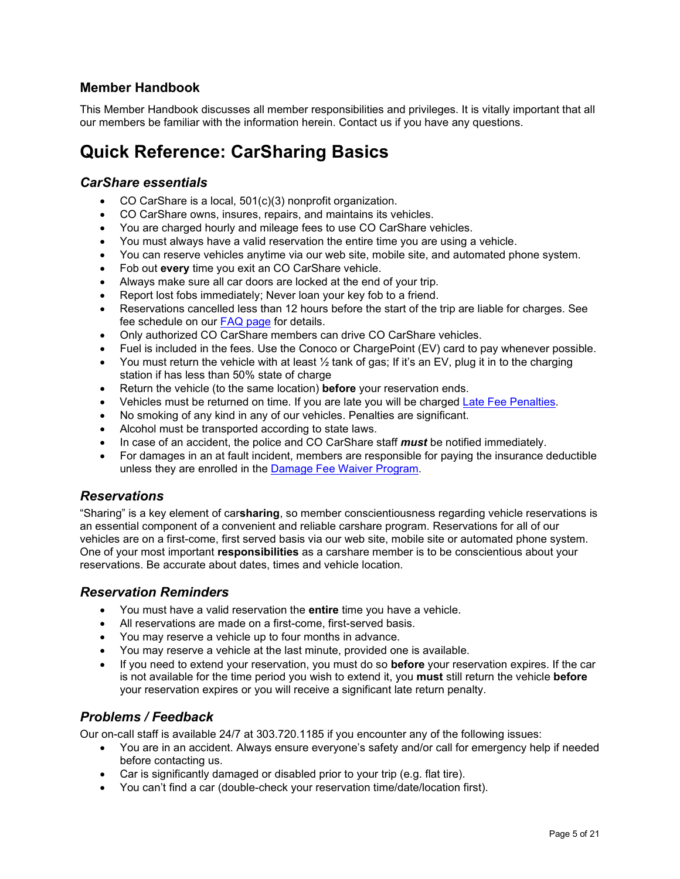### Member Handbook

This Member Handbook discusses all member responsibilities and privileges. It is vitally important that all our members be familiar with the information herein. Contact us if you have any questions.

# Quick Reference: CarSharing Basics

## *CarShare essentials*

- CO CarShare is a local, 501(c)(3) nonprofit organization.
- CO CarShare owns, insures, repairs, and maintains its vehicles.
- You are charged hourly and mileage fees to use CO CarShare vehicles.
- You must always have a valid reservation the entire time you are using a vehicle.
- You can reserve vehicles anytime via our web site, mobile site, and automated phone system.
- Fob out **every** time you exit an CO CarShare vehicle.
- Always make sure all car doors are locked at the end of your trip.
- Report lost fobs immediately; Never loan your key fob to a friend.
- Reservations cancelled less than 12 hours before the start of the trip are liable for charges. See fee schedule on our [FAQ page]() for details.
- Only authorized CO CarShare members can drive CO CarShare vehicles.
- Fuel is included in the fees. Use the Conoco or ChargePoint (EV) card to pay whenever possible.
- You must return the vehicle with at least ½ tank of gas; If it's an EV, plug it in to the charging station if has less than 50% state of charge
- Return the vehicle (to the same location) **before** your reservation ends.
- Vehicles must be returned on time. If you are late you will be charged [Late Fee Penalties]().
- No smoking of any kind in any of our vehicles. Penalties are significant.
- Alcohol must be transported according to state laws.
- In case of an accident, the police and CO CarShare staff ***must*** be notified immediately.
- For damages in an at fault incident, members are responsible for paying the insurance deductible unless they are enrolled in the [Damage Fee Waiver Program]().

## *Reservations*

"Sharing" is a key element of car**sharing**, so member conscientiousness regarding vehicle reservations is an essential component of a convenient and reliable carshare program. Reservations for all of our vehicles are on a first-come, first served basis via our web site, mobile site or automated phone system. One of your most important **responsibilities** as a carshare member is to be conscientious about your reservations. Be accurate about dates, times and vehicle location.

## *Reservation Reminders*

- You must have a valid reservation the **entire** time you have a vehicle.
- All reservations are made on a first-come, first-served basis.
- You may reserve a vehicle up to four months in advance.
- You may reserve a vehicle at the last minute, provided one is available.
- If you need to extend your reservation, you must do so **before** your reservation expires. If the car is not available for the time period you wish to extend it, you **must** still return the vehicle **before** your reservation expires or you will receive a significant late return penalty.

## *Problems / Feedback*

Our on-call staff is available 24/7 at 303.720.1185 if you encounter any of the following issues:

- You are in an accident. Always ensure everyone's safety and/or call for emergency help if needed before contacting us.
- Car is significantly damaged or disabled prior to your trip (e.g. flat tire).
- You can't find a car (double-check your reservation time/date/location first).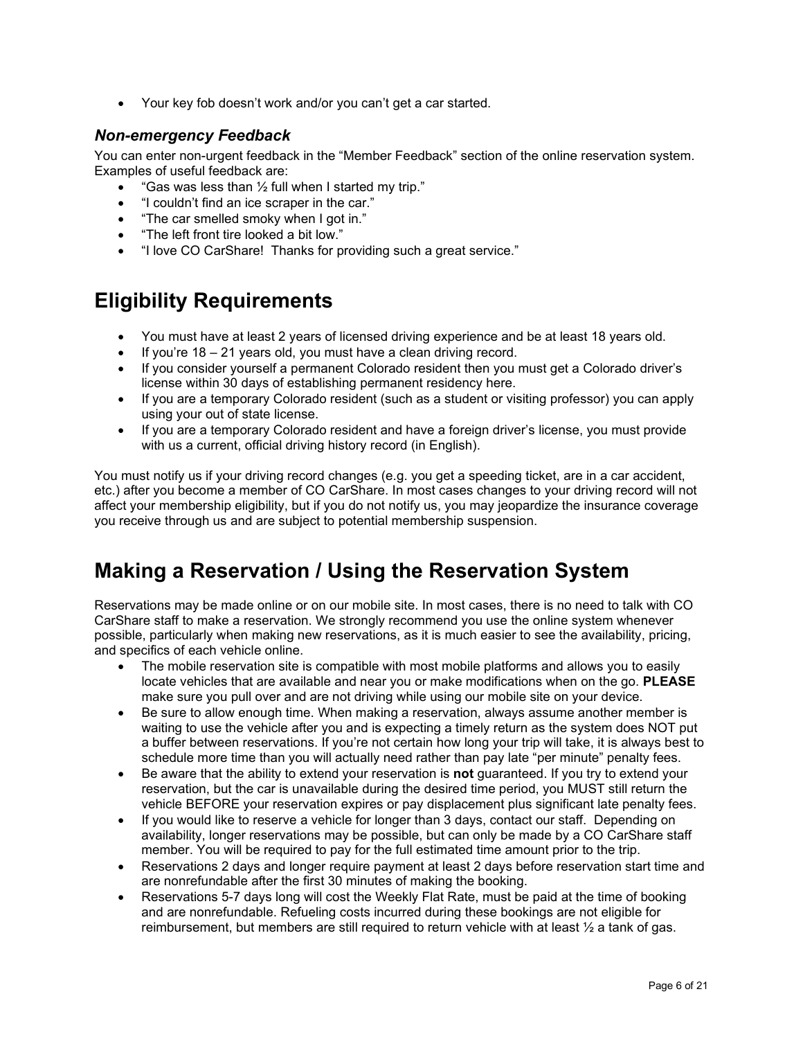- Your key fob doesn't work and/or you can't get a car started.

### *Non-emergency Feedback*

You can enter non-urgent feedback in the "Member Feedback" section of the online reservation system. Examples of useful feedback are:

- "Gas was less than ½ full when I started my trip."
- "I couldn't find an ice scraper in the car."
- "The car smelled smoky when I got in."
- "The left front tire looked a bit low."
- "I love CO CarShare! Thanks for providing such a great service."

## Eligibility Requirements

- You must have at least 2 years of licensed driving experience and be at least 18 years old.
- If you're 18 – 21 years old, you must have a clean driving record.
- If you consider yourself a permanent Colorado resident then you must get a Colorado driver's license within 30 days of establishing permanent residency here.
- If you are a temporary Colorado resident (such as a student or visiting professor) you can apply using your out of state license.
- If you are a temporary Colorado resident and have a foreign driver's license, you must provide with us a current, official driving history record (in English).

You must notify us if your driving record changes (e.g. you get a speeding ticket, are in a car accident, etc.) after you become a member of CO CarShare. In most cases changes to your driving record will not affect your membership eligibility, but if you do not notify us, you may jeopardize the insurance coverage you receive through us and are subject to potential membership suspension.

## Making a Reservation / Using the Reservation System

Reservations may be made online or on our mobile site. In most cases, there is no need to talk with CO CarShare staff to make a reservation. We strongly recommend you use the online system whenever possible, particularly when making new reservations, as it is much easier to see the availability, pricing, and specifics of each vehicle online.

- The mobile reservation site is compatible with most mobile platforms and allows you to easily locate vehicles that are available and near you or make modifications when on the go. **PLEASE** make sure you pull over and are not driving while using our mobile site on your device.
- Be sure to allow enough time. When making a reservation, always assume another member is waiting to use the vehicle after you and is expecting a timely return as the system does NOT put a buffer between reservations. If you're not certain how long your trip will take, it is always best to schedule more time than you will actually need rather than pay late "per minute" penalty fees.
- Be aware that the ability to extend your reservation is **not** guaranteed. If you try to extend your reservation, but the car is unavailable during the desired time period, you MUST still return the vehicle BEFORE your reservation expires or pay displacement plus significant late penalty fees.
- If you would like to reserve a vehicle for longer than 3 days, contact our staff. Depending on availability, longer reservations may be possible, but can only be made by a CO CarShare staff member. You will be required to pay for the full estimated time amount prior to the trip.
- Reservations 2 days and longer require payment at least 2 days before reservation start time and are nonrefundable after the first 30 minutes of making the booking.
- Reservations 5-7 days long will cost the Weekly Flat Rate, must be paid at the time of booking and are nonrefundable. Refueling costs incurred during these bookings are not eligible for reimbursement, but members are still required to return vehicle with at least ½ a tank of gas.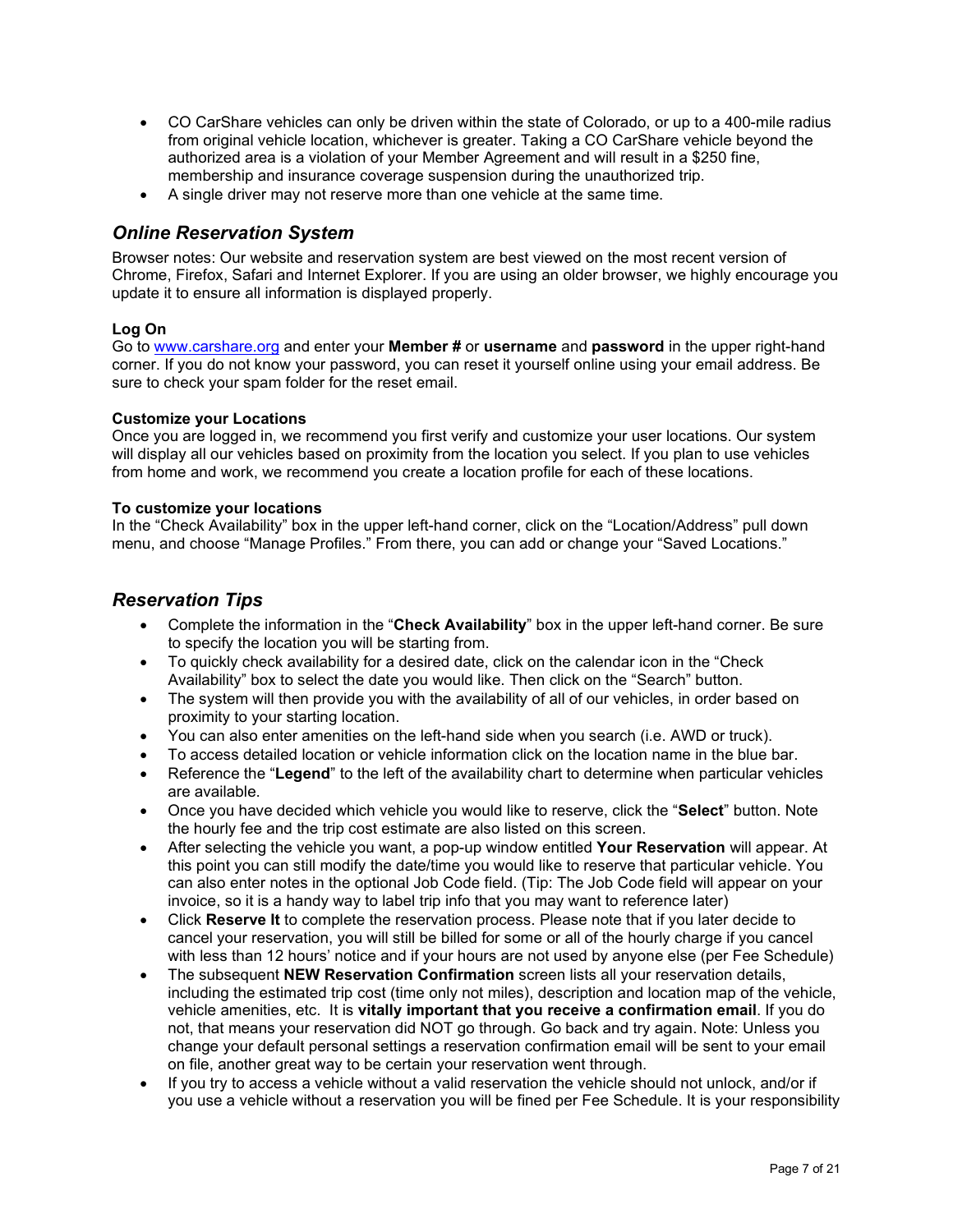- CO CarShare vehicles can only be driven within the state of Colorado, or up to a 400-mile radius from original vehicle location, whichever is greater. Taking a CO CarShare vehicle beyond the authorized area is a violation of your Member Agreement and will result in a $250 fine, membership and insurance coverage suspension during the unauthorized trip.
- A single driver may not reserve more than one vehicle at the same time.

## *Online Reservation System*

Browser notes: Our website and reservation system are best viewed on the most recent version of Chrome, Firefox, Safari and Internet Explorer. If you are using an older browser, we highly encourage you update it to ensure all information is displayed properly.

**Log On**
Go to [www.carshare.org](http://www.carshare.org) and enter your **Member #** or **username** and **password** in the upper right-hand corner. If you do not know your password, you can reset it yourself online using your email address. Be sure to check your spam folder for the reset email.

**Customize your Locations**
Once you are logged in, we recommend you first verify and customize your user locations. Our system will display all our vehicles based on proximity from the location you select. If you plan to use vehicles from home and work, we recommend you create a location profile for each of these locations.

**To customize your locations**
In the "Check Availability" box in the upper left-hand corner, click on the "Location/Address" pull down menu, and choose "Manage Profiles." From there, you can add or change your "Saved Locations."

## *Reservation Tips*

- Complete the information in the "**Check Availability**" box in the upper left-hand corner. Be sure to specify the location you will be starting from.
- To quickly check availability for a desired date, click on the calendar icon in the "Check Availability" box to select the date you would like. Then click on the "Search" button.
- The system will then provide you with the availability of all of our vehicles, in order based on proximity to your starting location.
- You can also enter amenities on the left-hand side when you search (i.e. AWD or truck).
- To access detailed location or vehicle information click on the location name in the blue bar.
- Reference the "**Legend**" to the left of the availability chart to determine when particular vehicles are available.
- Once you have decided which vehicle you would like to reserve, click the "**Select**" button. Note the hourly fee and the trip cost estimate are also listed on this screen.
- After selecting the vehicle you want, a pop-up window entitled **Your Reservation** will appear. At this point you can still modify the date/time you would like to reserve that particular vehicle. You can also enter notes in the optional Job Code field. (Tip: The Job Code field will appear on your invoice, so it is a handy way to label trip info that you may want to reference later)
- Click **Reserve It** to complete the reservation process. Please note that if you later decide to cancel your reservation, you will still be billed for some or all of the hourly charge if you cancel with less than 12 hours' notice and if your hours are not used by anyone else (per Fee Schedule)
- The subsequent **NEW Reservation Confirmation** screen lists all your reservation details, including the estimated trip cost (time only not miles), description and location map of the vehicle, vehicle amenities, etc. It is **vitally important that you receive a confirmation email**. If you do not, that means your reservation did NOT go through. Go back and try again. Note: Unless you change your default personal settings a reservation confirmation email will be sent to your email on file, another great way to be certain your reservation went through.
- If you try to access a vehicle without a valid reservation the vehicle should not unlock, and/or if you use a vehicle without a reservation you will be fined per Fee Schedule. It is your responsibility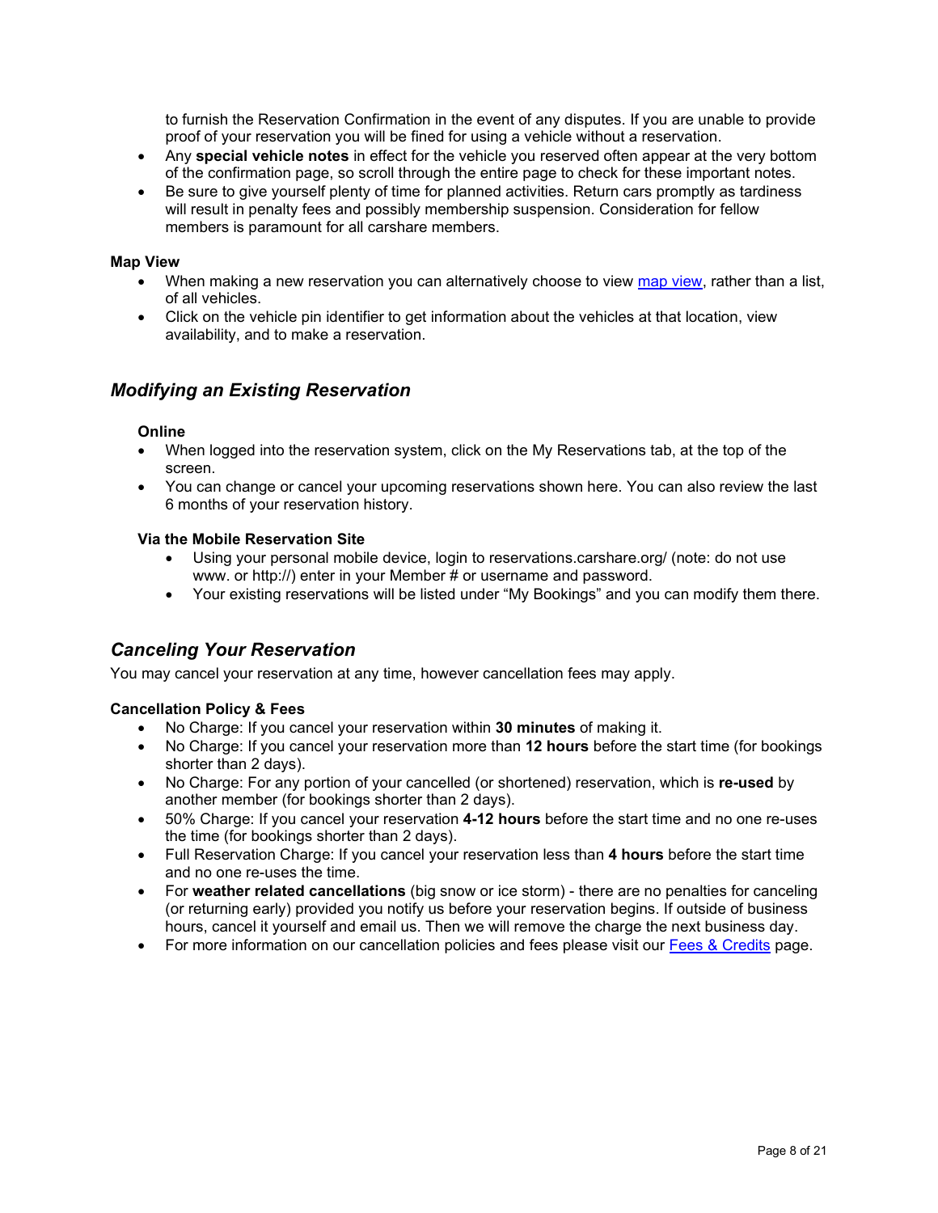to furnish the Reservation Confirmation in the event of any disputes. If you are unable to provide proof of your reservation you will be fined for using a vehicle without a reservation.

- Any **special vehicle notes** in effect for the vehicle you reserved often appear at the very bottom of the confirmation page, so scroll through the entire page to check for these important notes.
- Be sure to give yourself plenty of time for planned activities. Return cars promptly as tardiness will result in penalty fees and possibly membership suspension. Consideration for fellow members is paramount for all carshare members.

**Map View**

- When making a new reservation you can alternatively choose to view map view, rather than a list, of all vehicles.
- Click on the vehicle pin identifier to get information about the vehicles at that location, view availability, and to make a reservation.

## *Modifying an Existing Reservation*

**Online**

- When logged into the reservation system, click on the My Reservations tab, at the top of the screen.
- You can change or cancel your upcoming reservations shown here. You can also review the last 6 months of your reservation history.

**Via the Mobile Reservation Site**

- Using your personal mobile device, login to reservations.carshare.org/ (note: do not use www. or http://) enter in your Member # or username and password.
- Your existing reservations will be listed under "My Bookings" and you can modify them there.

## *Canceling Your Reservation*

You may cancel your reservation at any time, however cancellation fees may apply.

**Cancellation Policy & Fees**

- No Charge: If you cancel your reservation within **30 minutes** of making it.
- No Charge: If you cancel your reservation more than **12 hours** before the start time (for bookings shorter than 2 days).
- No Charge: For any portion of your cancelled (or shortened) reservation, which is **re-used** by another member (for bookings shorter than 2 days).
- 50% Charge: If you cancel your reservation **4-12 hours** before the start time and no one re-uses the time (for bookings shorter than 2 days).
- Full Reservation Charge: If you cancel your reservation less than **4 hours** before the start time and no one re-uses the time.
- For **weather related cancellations** (big snow or ice storm) - there are no penalties for canceling (or returning early) provided you notify us before your reservation begins. If outside of business hours, cancel it yourself and email us. Then we will remove the charge the next business day.
- For more information on our cancellation policies and fees please visit our Fees & Credits page.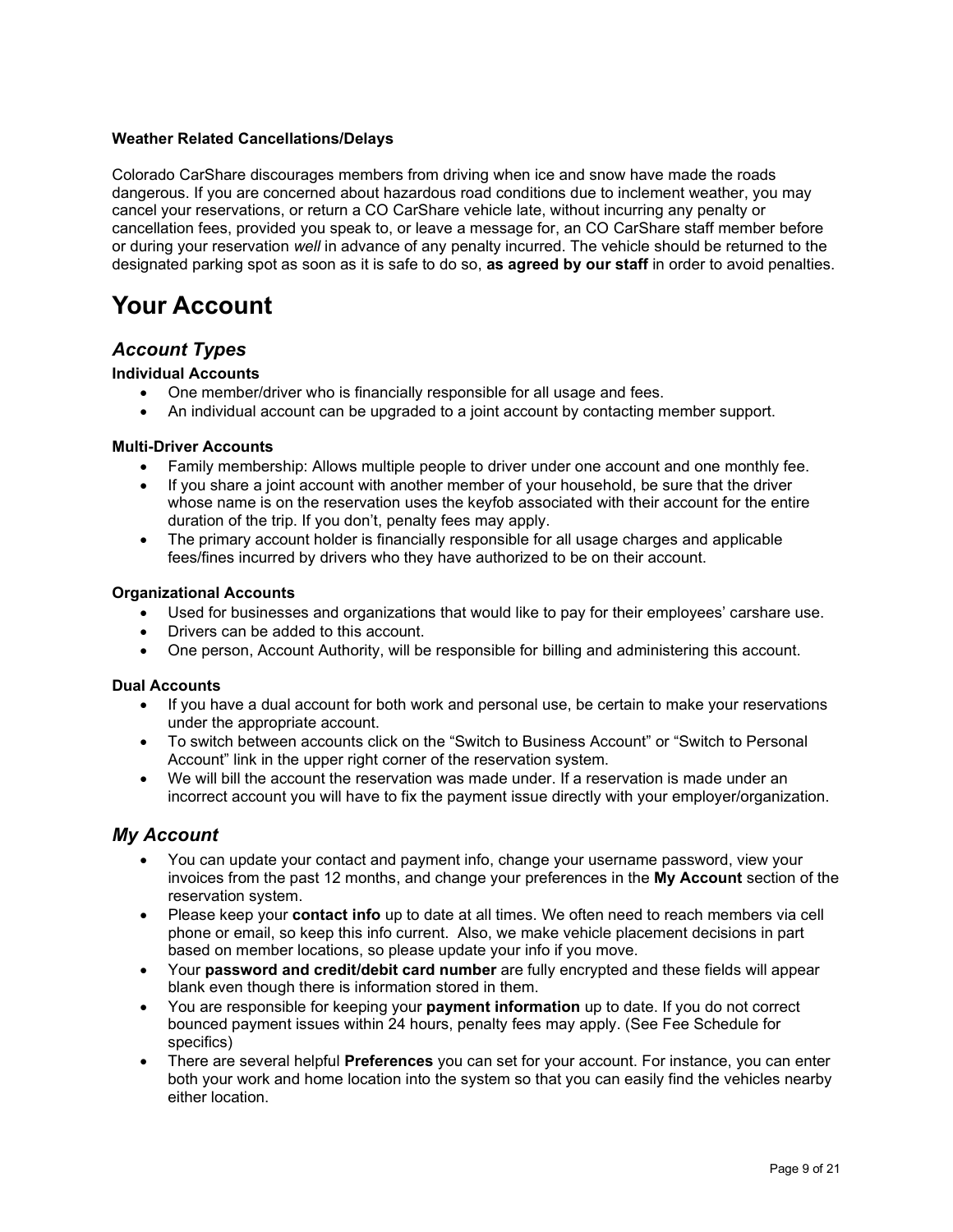**Weather Related Cancellations/Delays**

Colorado CarShare discourages members from driving when ice and snow have made the roads dangerous. If you are concerned about hazardous road conditions due to inclement weather, you may cancel your reservations, or return a CO CarShare vehicle late, without incurring any penalty or cancellation fees, provided you speak to, or leave a message for, an CO CarShare staff member before or during your reservation *well* in advance of any penalty incurred. The vehicle should be returned to the designated parking spot as soon as it is safe to do so, **as agreed by our staff** in order to avoid penalties.

# Your Account

## *Account Types*

**Individual Accounts**

- One member/driver who is financially responsible for all usage and fees.
- An individual account can be upgraded to a joint account by contacting member support.

**Multi-Driver Accounts**

- Family membership: Allows multiple people to driver under one account and one monthly fee.
- If you share a joint account with another member of your household, be sure that the driver whose name is on the reservation uses the keyfob associated with their account for the entire duration of the trip. If you don't, penalty fees may apply.
- The primary account holder is financially responsible for all usage charges and applicable fees/fines incurred by drivers who they have authorized to be on their account.

**Organizational Accounts**

- Used for businesses and organizations that would like to pay for their employees' carshare use.
- Drivers can be added to this account.
- One person, Account Authority, will be responsible for billing and administering this account.

**Dual Accounts**

- If you have a dual account for both work and personal use, be certain to make your reservations under the appropriate account.
- To switch between accounts click on the "Switch to Business Account" or "Switch to Personal Account" link in the upper right corner of the reservation system.
- We will bill the account the reservation was made under. If a reservation is made under an incorrect account you will have to fix the payment issue directly with your employer/organization.

## *My Account*

- You can update your contact and payment info, change your username password, view your invoices from the past 12 months, and change your preferences in the **My Account** section of the reservation system.
- Please keep your **contact info** up to date at all times. We often need to reach members via cell phone or email, so keep this info current. Also, we make vehicle placement decisions in part based on member locations, so please update your info if you move.
- Your **password and credit/debit card number** are fully encrypted and these fields will appear blank even though there is information stored in them.
- You are responsible for keeping your **payment information** up to date. If you do not correct bounced payment issues within 24 hours, penalty fees may apply. (See Fee Schedule for specifics)
- There are several helpful **Preferences** you can set for your account. For instance, you can enter both your work and home location into the system so that you can easily find the vehicles nearby either location.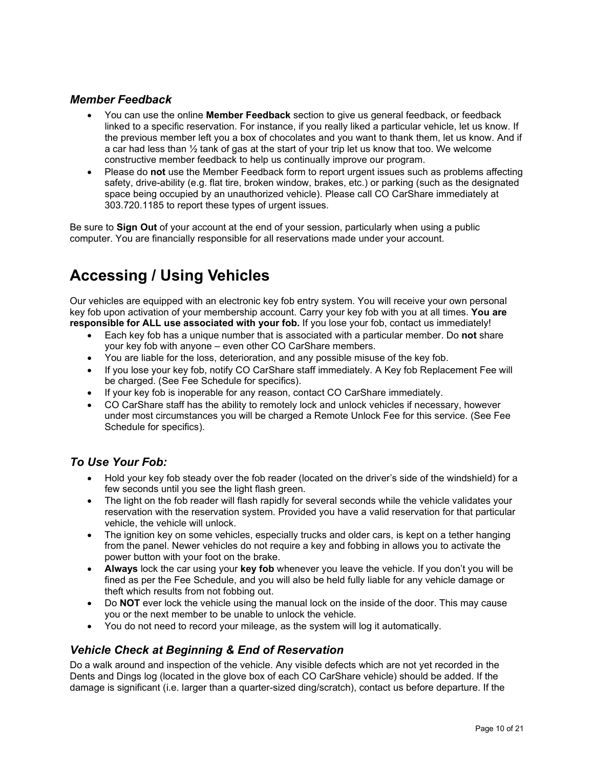### *Member Feedback*

- You can use the online **Member Feedback** section to give us general feedback, or feedback linked to a specific reservation. For instance, if you really liked a particular vehicle, let us know. If the previous member left you a box of chocolates and you want to thank them, let us know. And if a car had less than ½ tank of gas at the start of your trip let us know that too. We welcome constructive member feedback to help us continually improve our program.
- Please do **not** use the Member Feedback form to report urgent issues such as problems affecting safety, drive-ability (e.g. flat tire, broken window, brakes, etc.) or parking (such as the designated space being occupied by an unauthorized vehicle). Please call CO CarShare immediately at 303.720.1185 to report these types of urgent issues.

Be sure to **Sign Out** of your account at the end of your session, particularly when using a public computer. You are financially responsible for all reservations made under your account.

# Accessing / Using Vehicles

Our vehicles are equipped with an electronic key fob entry system. You will receive your own personal key fob upon activation of your membership account. Carry your key fob with you at all times. **You are responsible for ALL use associated with your fob.** If you lose your fob, contact us immediately!

- Each key fob has a unique number that is associated with a particular member. Do **not** share your key fob with anyone – even other CO CarShare members.
- You are liable for the loss, deterioration, and any possible misuse of the key fob.
- If you lose your key fob, notify CO CarShare staff immediately. A Key fob Replacement Fee will be charged. (See Fee Schedule for specifics).
- If your key fob is inoperable for any reason, contact CO CarShare immediately.
- CO CarShare staff has the ability to remotely lock and unlock vehicles if necessary, however under most circumstances you will be charged a Remote Unlock Fee for this service. (See Fee Schedule for specifics).

### *To Use Your Fob:*

- Hold your key fob steady over the fob reader (located on the driver's side of the windshield) for a few seconds until you see the light flash green.
- The light on the fob reader will flash rapidly for several seconds while the vehicle validates your reservation with the reservation system. Provided you have a valid reservation for that particular vehicle, the vehicle will unlock.
- The ignition key on some vehicles, especially trucks and older cars, is kept on a tether hanging from the panel. Newer vehicles do not require a key and fobbing in allows you to activate the power button with your foot on the brake.
- **Always** lock the car using your **key fob** whenever you leave the vehicle. If you don't you will be fined as per the Fee Schedule, and you will also be held fully liable for any vehicle damage or theft which results from not fobbing out.
- Do **NOT** ever lock the vehicle using the manual lock on the inside of the door. This may cause you or the next member to be unable to unlock the vehicle.
- You do not need to record your mileage, as the system will log it automatically.

### *Vehicle Check at Beginning & End of Reservation*

Do a walk around and inspection of the vehicle. Any visible defects which are not yet recorded in the Dents and Dings log (located in the glove box of each CO CarShare vehicle) should be added. If the damage is significant (i.e. larger than a quarter-sized ding/scratch), contact us before departure. If the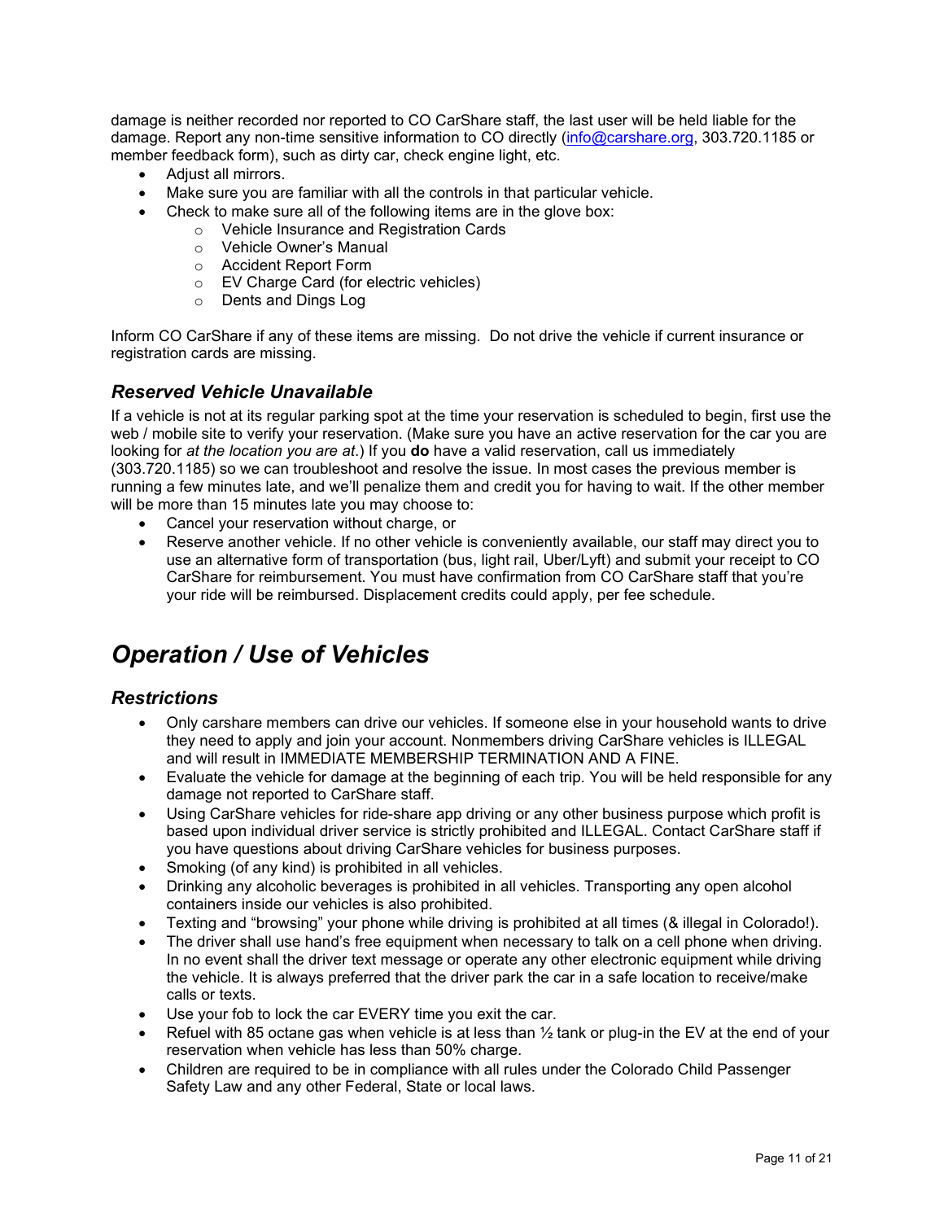damage is neither recorded nor reported to CO CarShare staff, the last user will be held liable for the damage. Report any non-time sensitive information to CO directly (info@carshare.org, 303.720.1185 or member feedback form), such as dirty car, check engine light, etc.

- Adjust all mirrors.
- Make sure you are familiar with all the controls in that particular vehicle.
- Check to make sure all of the following items are in the glove box:
    - Vehicle Insurance and Registration Cards
    - Vehicle Owner's Manual
    - Accident Report Form
    - EV Charge Card (for electric vehicles)
    - Dents and Dings Log

Inform CO CarShare if any of these items are missing. Do not drive the vehicle if current insurance or registration cards are missing.

### *Reserved Vehicle Unavailable*

If a vehicle is not at its regular parking spot at the time your reservation is scheduled to begin, first use the web / mobile site to verify your reservation. (Make sure you have an active reservation for the car you are looking for *at the location you are at*.) If you **do** have a valid reservation, call us immediately (303.720.1185) so we can troubleshoot and resolve the issue. In most cases the previous member is running a few minutes late, and we'll penalize them and credit you for having to wait. If the other member will be more than 15 minutes late you may choose to:

- Cancel your reservation without charge, or
- Reserve another vehicle. If no other vehicle is conveniently available, our staff may direct you to use an alternative form of transportation (bus, light rail, Uber/Lyft) and submit your receipt to CO CarShare for reimbursement. You must have confirmation from CO CarShare staff that you're your ride will be reimbursed. Displacement credits could apply, per fee schedule.

## *Operation / Use of Vehicles*

### *Restrictions*

- Only carshare members can drive our vehicles. If someone else in your household wants to drive they need to apply and join your account. Nonmembers driving CarShare vehicles is ILLEGAL and will result in IMMEDIATE MEMBERSHIP TERMINATION AND A FINE.
- Evaluate the vehicle for damage at the beginning of each trip. You will be held responsible for any damage not reported to CarShare staff.
- Using CarShare vehicles for ride-share app driving or any other business purpose which profit is based upon individual driver service is strictly prohibited and ILLEGAL. Contact CarShare staff if you have questions about driving CarShare vehicles for business purposes.
- Smoking (of any kind) is prohibited in all vehicles.
- Drinking any alcoholic beverages is prohibited in all vehicles. Transporting any open alcohol containers inside our vehicles is also prohibited.
- Texting and "browsing" your phone while driving is prohibited at all times (& illegal in Colorado!).
- The driver shall use hand's free equipment when necessary to talk on a cell phone when driving. In no event shall the driver text message or operate any other electronic equipment while driving the vehicle. It is always preferred that the driver park the car in a safe location to receive/make calls or texts.
- Use your fob to lock the car EVERY time you exit the car.
- Refuel with 85 octane gas when vehicle is at less than ½ tank or plug-in the EV at the end of your reservation when vehicle has less than 50% charge.
- Children are required to be in compliance with all rules under the Colorado Child Passenger Safety Law and any other Federal, State or local laws.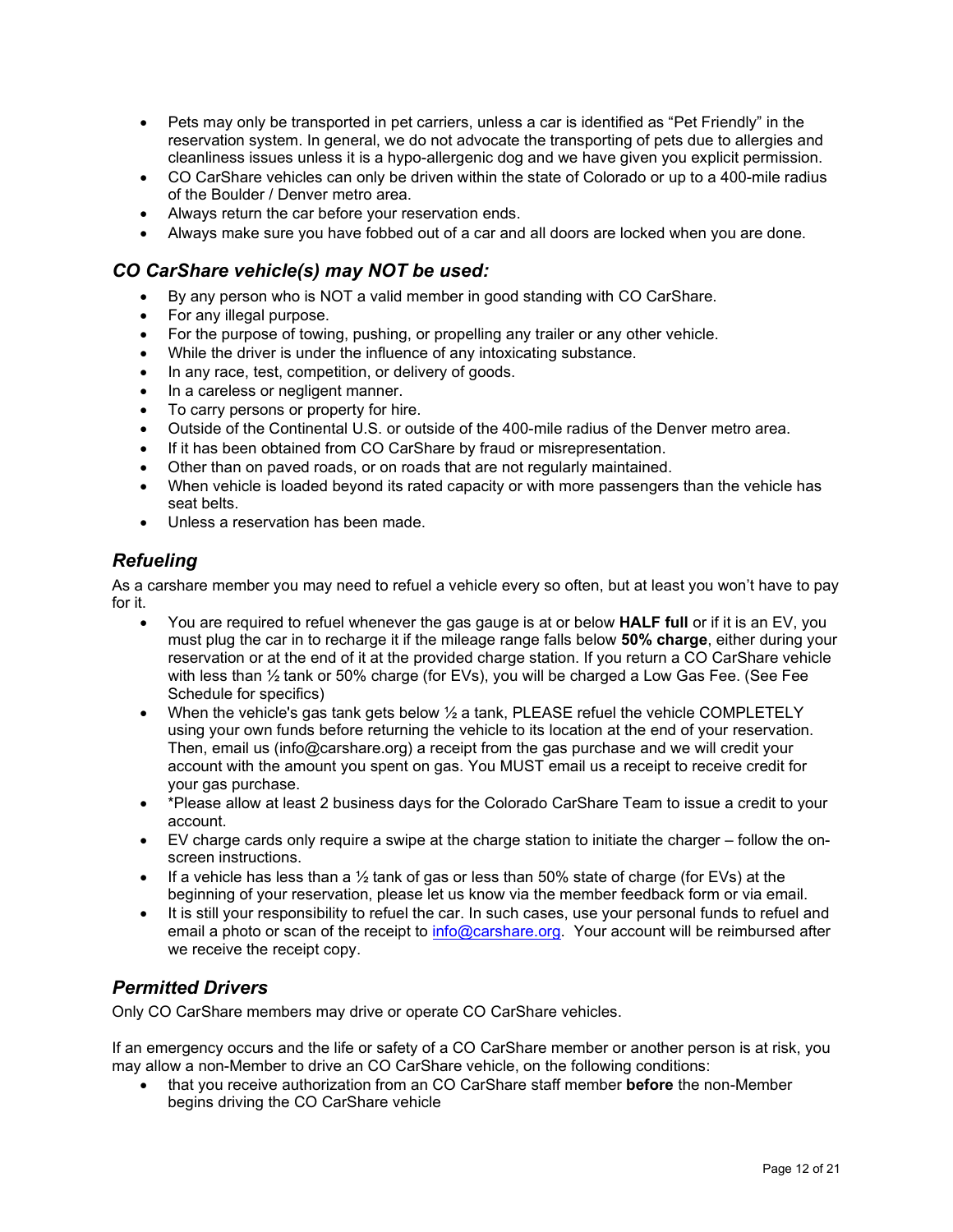- Pets may only be transported in pet carriers, unless a car is identified as "Pet Friendly" in the reservation system. In general, we do not advocate the transporting of pets due to allergies and cleanliness issues unless it is a hypo-allergenic dog and we have given you explicit permission.
- CO CarShare vehicles can only be driven within the state of Colorado or up to a 400-mile radius of the Boulder / Denver metro area.
- Always return the car before your reservation ends.
- Always make sure you have fobbed out of a car and all doors are locked when you are done.

## *CO CarShare vehicle(s) may NOT be used:*

- By any person who is NOT a valid member in good standing with CO CarShare.
- For any illegal purpose.
- For the purpose of towing, pushing, or propelling any trailer or any other vehicle.
- While the driver is under the influence of any intoxicating substance.
- In any race, test, competition, or delivery of goods.
- In a careless or negligent manner.
- To carry persons or property for hire.
- Outside of the Continental U.S. or outside of the 400-mile radius of the Denver metro area.
- If it has been obtained from CO CarShare by fraud or misrepresentation.
- Other than on paved roads, or on roads that are not regularly maintained.
- When vehicle is loaded beyond its rated capacity or with more passengers than the vehicle has seat belts.
- Unless a reservation has been made.

## *Refueling*

As a carshare member you may need to refuel a vehicle every so often, but at least you won't have to pay for it.

- You are required to refuel whenever the gas gauge is at or below **HALF full** or if it is an EV, you must plug the car in to recharge it if the mileage range falls below **50% charge**, either during your reservation or at the end of it at the provided charge station. If you return a CO CarShare vehicle with less than ½ tank or 50% charge (for EVs), you will be charged a Low Gas Fee. (See Fee Schedule for specifics)
- When the vehicle's gas tank gets below ½ a tank, PLEASE refuel the vehicle COMPLETELY using your own funds before returning the vehicle to its location at the end of your reservation. Then, email us (info@carshare.org) a receipt from the gas purchase and we will credit your account with the amount you spent on gas. You MUST email us a receipt to receive credit for your gas purchase.
- *Please allow at least 2 business days for the Colorado CarShare Team to issue a credit to your account.
- EV charge cards only require a swipe at the charge station to initiate the charger – follow the on-screen instructions.
- If a vehicle has less than a ½ tank of gas or less than 50% state of charge (for EVs) at the beginning of your reservation, please let us know via the member feedback form or via email.
- It is still your responsibility to refuel the car. In such cases, use your personal funds to refuel and email a photo or scan of the receipt to info@carshare.org. Your account will be reimbursed after we receive the receipt copy.

## *Permitted Drivers*

Only CO CarShare members may drive or operate CO CarShare vehicles.

If an emergency occurs and the life or safety of a CO CarShare member or another person is at risk, you may allow a non-Member to drive an CO CarShare vehicle, on the following conditions:

- that you receive authorization from an CO CarShare staff member **before** the non-Member begins driving the CO CarShare vehicle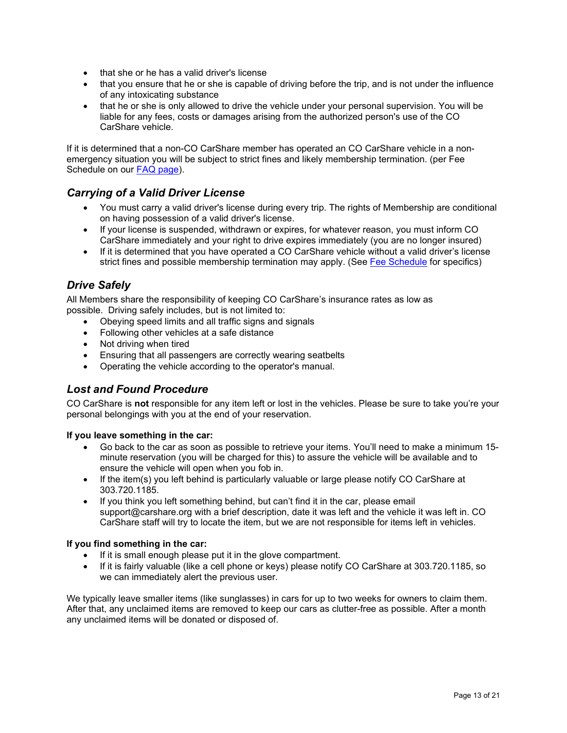- that she or he has a valid driver's license
- that you ensure that he or she is capable of driving before the trip, and is not under the influence of any intoxicating substance
- that he or she is only allowed to drive the vehicle under your personal supervision. You will be liable for any fees, costs or damages arising from the authorized person's use of the CO CarShare vehicle.

If it is determined that a non-CO CarShare member has operated an CO CarShare vehicle in a non-emergency situation you will be subject to strict fines and likely membership termination. (per Fee Schedule on our FAQ page).

### *Carrying of a Valid Driver License*

- You must carry a valid driver's license during every trip. The rights of Membership are conditional on having possession of a valid driver's license.
- If your license is suspended, withdrawn or expires, for whatever reason, you must inform CO CarShare immediately and your right to drive expires immediately (you are no longer insured)
- If it is determined that you have operated a CO CarShare vehicle without a valid driver's license strict fines and possible membership termination may apply. (See Fee Schedule for specifics)

### *Drive Safely*

All Members share the responsibility of keeping CO CarShare's insurance rates as low as possible. Driving safely includes, but is not limited to:

- Obeying speed limits and all traffic signs and signals
- Following other vehicles at a safe distance
- Not driving when tired
- Ensuring that all passengers are correctly wearing seatbelts
- Operating the vehicle according to the operator's manual.

### *Lost and Found Procedure*

CO CarShare is **not** responsible for any item left or lost in the vehicles. Please be sure to take you're your personal belongings with you at the end of your reservation.

**If you leave something in the car:**

- Go back to the car as soon as possible to retrieve your items. You'll need to make a minimum 15-minute reservation (you will be charged for this) to assure the vehicle will be available and to ensure the vehicle will open when you fob in.
- If the item(s) you left behind is particularly valuable or large please notify CO CarShare at 303.720.1185.
- If you think you left something behind, but can't find it in the car, please email support@carshare.org with a brief description, date it was left and the vehicle it was left in. CO CarShare staff will try to locate the item, but we are not responsible for items left in vehicles.

**If you find something in the car:**

- If it is small enough please put it in the glove compartment.
- If it is fairly valuable (like a cell phone or keys) please notify CO CarShare at 303.720.1185, so we can immediately alert the previous user.

We typically leave smaller items (like sunglasses) in cars for up to two weeks for owners to claim them. After that, any unclaimed items are removed to keep our cars as clutter-free as possible. After a month any unclaimed items will be donated or disposed of.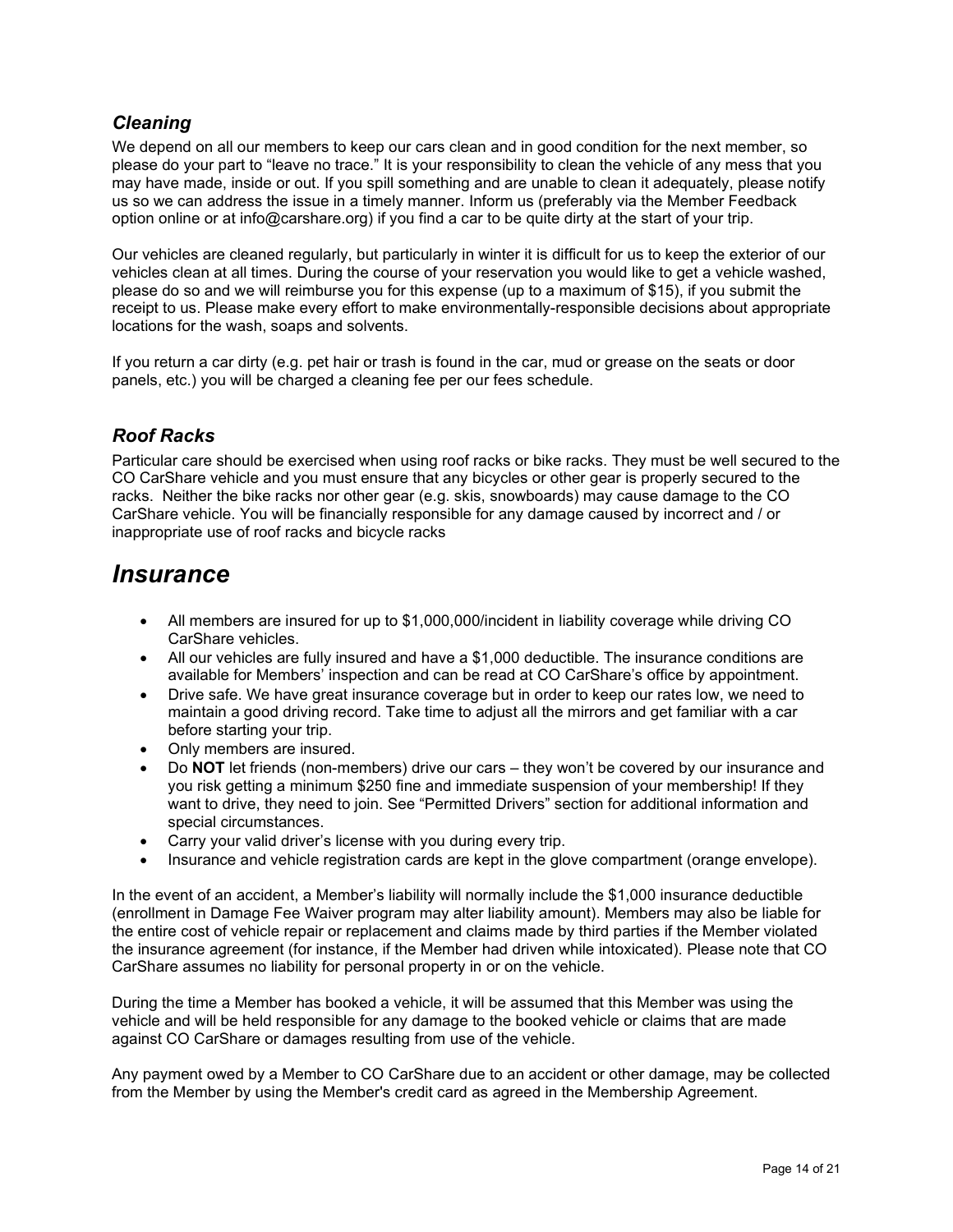### *Cleaning*

We depend on all our members to keep our cars clean and in good condition for the next member, so please do your part to "leave no trace." It is your responsibility to clean the vehicle of any mess that you may have made, inside or out. If you spill something and are unable to clean it adequately, please notify us so we can address the issue in a timely manner. Inform us (preferably via the Member Feedback option online or at info@carshare.org) if you find a car to be quite dirty at the start of your trip.

Our vehicles are cleaned regularly, but particularly in winter it is difficult for us to keep the exterior of our vehicles clean at all times. During the course of your reservation you would like to get a vehicle washed, please do so and we will reimburse you for this expense (up to a maximum of $15), if you submit the receipt to us. Please make every effort to make environmentally-responsible decisions about appropriate locations for the wash, soaps and solvents.

If you return a car dirty (e.g. pet hair or trash is found in the car, mud or grease on the seats or door panels, etc.) you will be charged a cleaning fee per our fees schedule.

### *Roof Racks*

Particular care should be exercised when using roof racks or bike racks. They must be well secured to the CO CarShare vehicle and you must ensure that any bicycles or other gear is properly secured to the racks. Neither the bike racks nor other gear (e.g. skis, snowboards) may cause damage to the CO CarShare vehicle. You will be financially responsible for any damage caused by incorrect and / or inappropriate use of roof racks and bicycle racks

## *Insurance*

- All members are insured for up to $1,000,000/incident in liability coverage while driving CO CarShare vehicles.
- All our vehicles are fully insured and have a $1,000 deductible. The insurance conditions are available for Members' inspection and can be read at CO CarShare's office by appointment.
- Drive safe. We have great insurance coverage but in order to keep our rates low, we need to maintain a good driving record. Take time to adjust all the mirrors and get familiar with a car before starting your trip.
- Only members are insured.
- Do **NOT** let friends (non-members) drive our cars – they won't be covered by our insurance and you risk getting a minimum $250 fine and immediate suspension of your membership! If they want to drive, they need to join. See "Permitted Drivers" section for additional information and special circumstances.
- Carry your valid driver's license with you during every trip.
- Insurance and vehicle registration cards are kept in the glove compartment (orange envelope).

In the event of an accident, a Member's liability will normally include the $1,000 insurance deductible (enrollment in Damage Fee Waiver program may alter liability amount). Members may also be liable for the entire cost of vehicle repair or replacement and claims made by third parties if the Member violated the insurance agreement (for instance, if the Member had driven while intoxicated). Please note that CO CarShare assumes no liability for personal property in or on the vehicle.

During the time a Member has booked a vehicle, it will be assumed that this Member was using the vehicle and will be held responsible for any damage to the booked vehicle or claims that are made against CO CarShare or damages resulting from use of the vehicle.

Any payment owed by a Member to CO CarShare due to an accident or other damage, may be collected from the Member by using the Member's credit card as agreed in the Membership Agreement.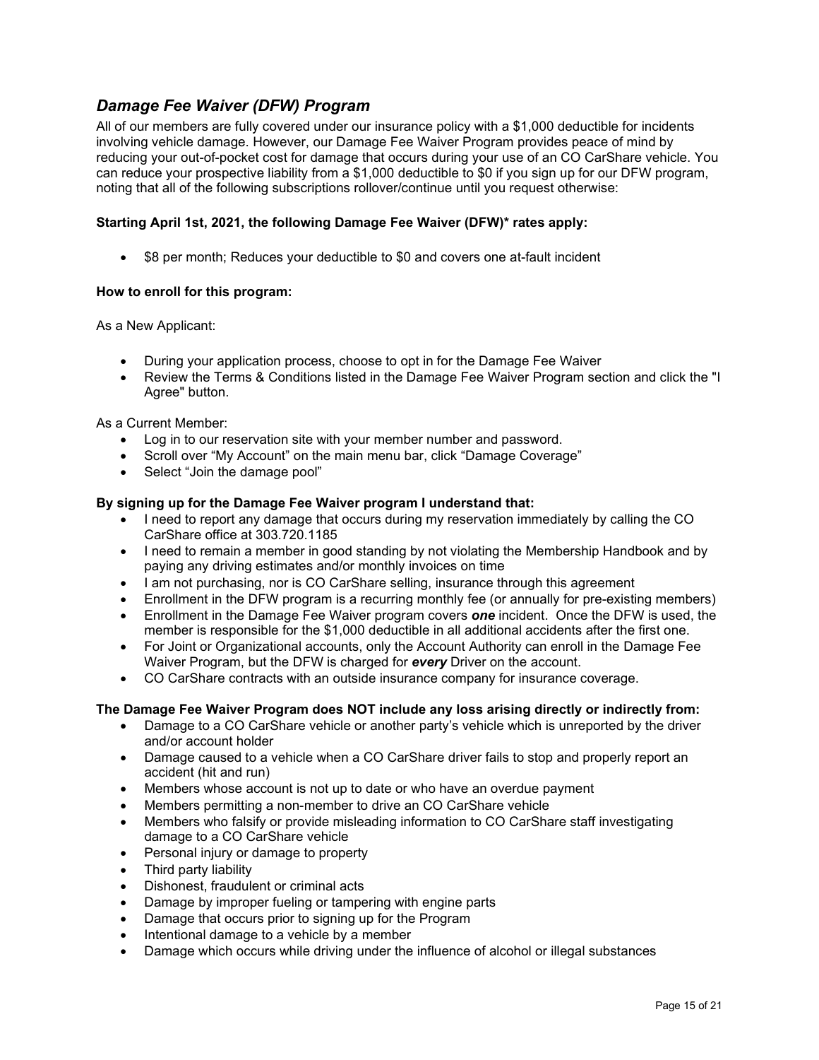## *Damage Fee Waiver (DFW) Program*

All of our members are fully covered under our insurance policy with a $1,000 deductible for incidents involving vehicle damage. However, our Damage Fee Waiver Program provides peace of mind by reducing your out-of-pocket cost for damage that occurs during your use of an CO CarShare vehicle. You can reduce your prospective liability from a $1,000 deductible to $0 if you sign up for our DFW program, noting that all of the following subscriptions rollover/continue until you request otherwise:

**Starting April 1st, 2021, the following Damage Fee Waiver (DFW)* rates apply:**

- $8 per month; Reduces your deductible to $0 and covers one at-fault incident

**How to enroll for this program:**

As a New Applicant:

- During your application process, choose to opt in for the Damage Fee Waiver
- Review the Terms & Conditions listed in the Damage Fee Waiver Program section and click the "I Agree" button.

As a Current Member:

- Log in to our reservation site with your member number and password.
- Scroll over "My Account" on the main menu bar, click "Damage Coverage"
- Select "Join the damage pool"

**By signing up for the Damage Fee Waiver program I understand that:**

- I need to report any damage that occurs during my reservation immediately by calling the CO CarShare office at 303.720.1185
- I need to remain a member in good standing by not violating the Membership Handbook and by paying any driving estimates and/or monthly invoices on time
- I am not purchasing, nor is CO CarShare selling, insurance through this agreement
- Enrollment in the DFW program is a recurring monthly fee (or annually for pre-existing members)
- Enrollment in the Damage Fee Waiver program covers ***one*** incident. Once the DFW is used, the member is responsible for the $1,000 deductible in all additional accidents after the first one.
- For Joint or Organizational accounts, only the Account Authority can enroll in the Damage Fee Waiver Program, but the DFW is charged for ***every*** Driver on the account.
- CO CarShare contracts with an outside insurance company for insurance coverage.

**The Damage Fee Waiver Program does NOT include any loss arising directly or indirectly from:**

- Damage to a CO CarShare vehicle or another party's vehicle which is unreported by the driver and/or account holder
- Damage caused to a vehicle when a CO CarShare driver fails to stop and properly report an accident (hit and run)
- Members whose account is not up to date or who have an overdue payment
- Members permitting a non-member to drive an CO CarShare vehicle
- Members who falsify or provide misleading information to CO CarShare staff investigating damage to a CO CarShare vehicle
- Personal injury or damage to property
- Third party liability
- Dishonest, fraudulent or criminal acts
- Damage by improper fueling or tampering with engine parts
- Damage that occurs prior to signing up for the Program
- Intentional damage to a vehicle by a member
- Damage which occurs while driving under the influence of alcohol or illegal substances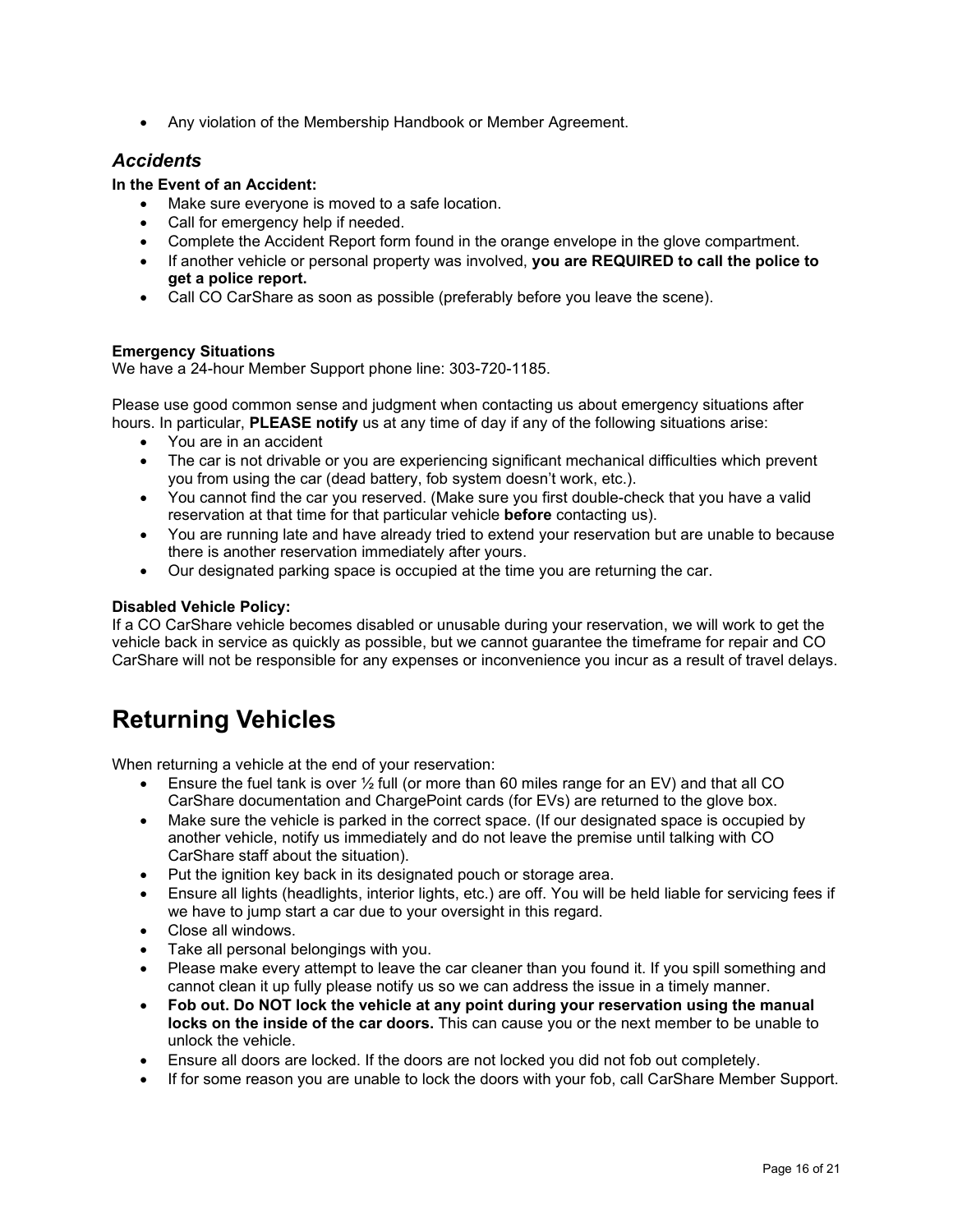- Any violation of the Membership Handbook or Member Agreement.

## *Accidents*

**In the Event of an Accident:**

- Make sure everyone is moved to a safe location.
- Call for emergency help if needed.
- Complete the Accident Report form found in the orange envelope in the glove compartment.
- If another vehicle or personal property was involved, **you are REQUIRED to call the police to get a police report.**
- Call CO CarShare as soon as possible (preferably before you leave the scene).

**Emergency Situations**

We have a 24-hour Member Support phone line: 303-720-1185.

Please use good common sense and judgment when contacting us about emergency situations after hours. In particular, **PLEASE notify** us at any time of day if any of the following situations arise:

- You are in an accident
- The car is not drivable or you are experiencing significant mechanical difficulties which prevent you from using the car (dead battery, fob system doesn't work, etc.).
- You cannot find the car you reserved. (Make sure you first double-check that you have a valid reservation at that time for that particular vehicle **before** contacting us).
- You are running late and have already tried to extend your reservation but are unable to because there is another reservation immediately after yours.
- Our designated parking space is occupied at the time you are returning the car.

**Disabled Vehicle Policy:**

If a CO CarShare vehicle becomes disabled or unusable during your reservation, we will work to get the vehicle back in service as quickly as possible, but we cannot guarantee the timeframe for repair and CO CarShare will not be responsible for any expenses or inconvenience you incur as a result of travel delays.

# Returning Vehicles

When returning a vehicle at the end of your reservation:

- Ensure the fuel tank is over ½ full (or more than 60 miles range for an EV) and that all CO CarShare documentation and ChargePoint cards (for EVs) are returned to the glove box.
- Make sure the vehicle is parked in the correct space. (If our designated space is occupied by another vehicle, notify us immediately and do not leave the premise until talking with CO CarShare staff about the situation).
- Put the ignition key back in its designated pouch or storage area.
- Ensure all lights (headlights, interior lights, etc.) are off. You will be held liable for servicing fees if we have to jump start a car due to your oversight in this regard.
- Close all windows.
- Take all personal belongings with you.
- Please make every attempt to leave the car cleaner than you found it. If you spill something and cannot clean it up fully please notify us so we can address the issue in a timely manner.
- **Fob out. Do NOT lock the vehicle at any point during your reservation using the manual locks on the inside of the car doors.** This can cause you or the next member to be unable to unlock the vehicle.
- Ensure all doors are locked. If the doors are not locked you did not fob out completely.
- If for some reason you are unable to lock the doors with your fob, call CarShare Member Support.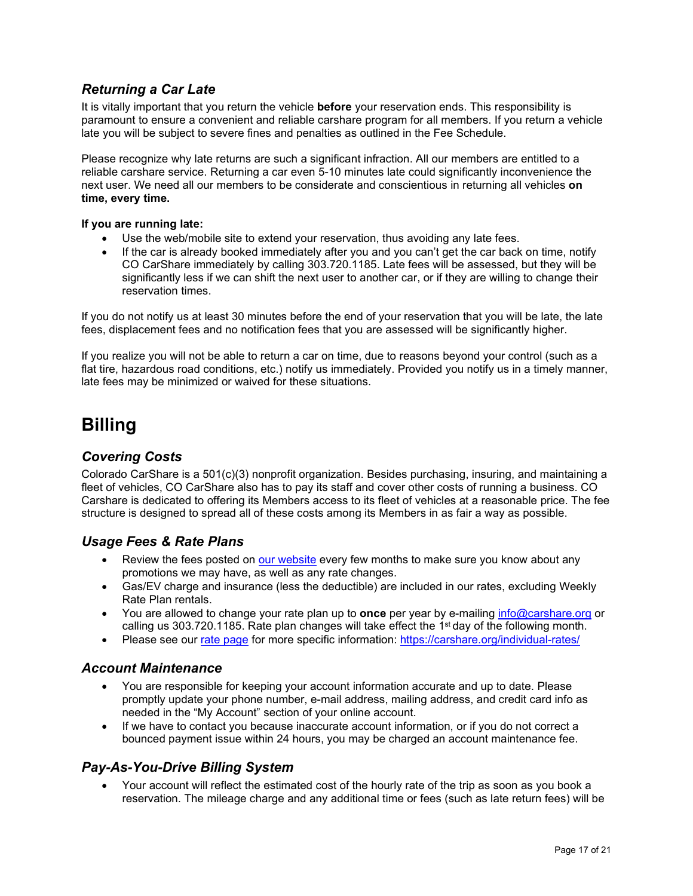### *Returning a Car Late*

It is vitally important that you return the vehicle **before** your reservation ends. This responsibility is paramount to ensure a convenient and reliable carshare program for all members. If you return a vehicle late you will be subject to severe fines and penalties as outlined in the Fee Schedule.

Please recognize why late returns are such a significant infraction. All our members are entitled to a reliable carshare service. Returning a car even 5-10 minutes late could significantly inconvenience the next user. We need all our members to be considerate and conscientious in returning all vehicles **on time, every time.**

**If you are running late:**

- Use the web/mobile site to extend your reservation, thus avoiding any late fees.
- If the car is already booked immediately after you and you can't get the car back on time, notify CO CarShare immediately by calling 303.720.1185. Late fees will be assessed, but they will be significantly less if we can shift the next user to another car, or if they are willing to change their reservation times.

If you do not notify us at least 30 minutes before the end of your reservation that you will be late, the late fees, displacement fees and no notification fees that you are assessed will be significantly higher.

If you realize you will not be able to return a car on time, due to reasons beyond your control (such as a flat tire, hazardous road conditions, etc.) notify us immediately. Provided you notify us in a timely manner, late fees may be minimized or waived for these situations.

## Billing

### *Covering Costs*

Colorado CarShare is a 501(c)(3) nonprofit organization. Besides purchasing, insuring, and maintaining a fleet of vehicles, CO CarShare also has to pay its staff and cover other costs of running a business. CO Carshare is dedicated to offering its Members access to its fleet of vehicles at a reasonable price. The fee structure is designed to spread all of these costs among its Members in as fair a way as possible.

### *Usage Fees & Rate Plans*

- Review the fees posted on our website every few months to make sure you know about any promotions we may have, as well as any rate changes.
- Gas/EV charge and insurance (less the deductible) are included in our rates, excluding Weekly Rate Plan rentals.
- You are allowed to change your rate plan up to **once** per year by e-mailing info@carshare.org or calling us 303.720.1185. Rate plan changes will take effect the 1st day of the following month.
- Please see our rate page for more specific information: https://carshare.org/individual-rates/

### *Account Maintenance*

- You are responsible for keeping your account information accurate and up to date. Please promptly update your phone number, e-mail address, mailing address, and credit card info as needed in the "My Account" section of your online account.
- If we have to contact you because inaccurate account information, or if you do not correct a bounced payment issue within 24 hours, you may be charged an account maintenance fee.

### *Pay-As-You-Drive Billing System*

- Your account will reflect the estimated cost of the hourly rate of the trip as soon as you book a reservation. The mileage charge and any additional time or fees (such as late return fees) will be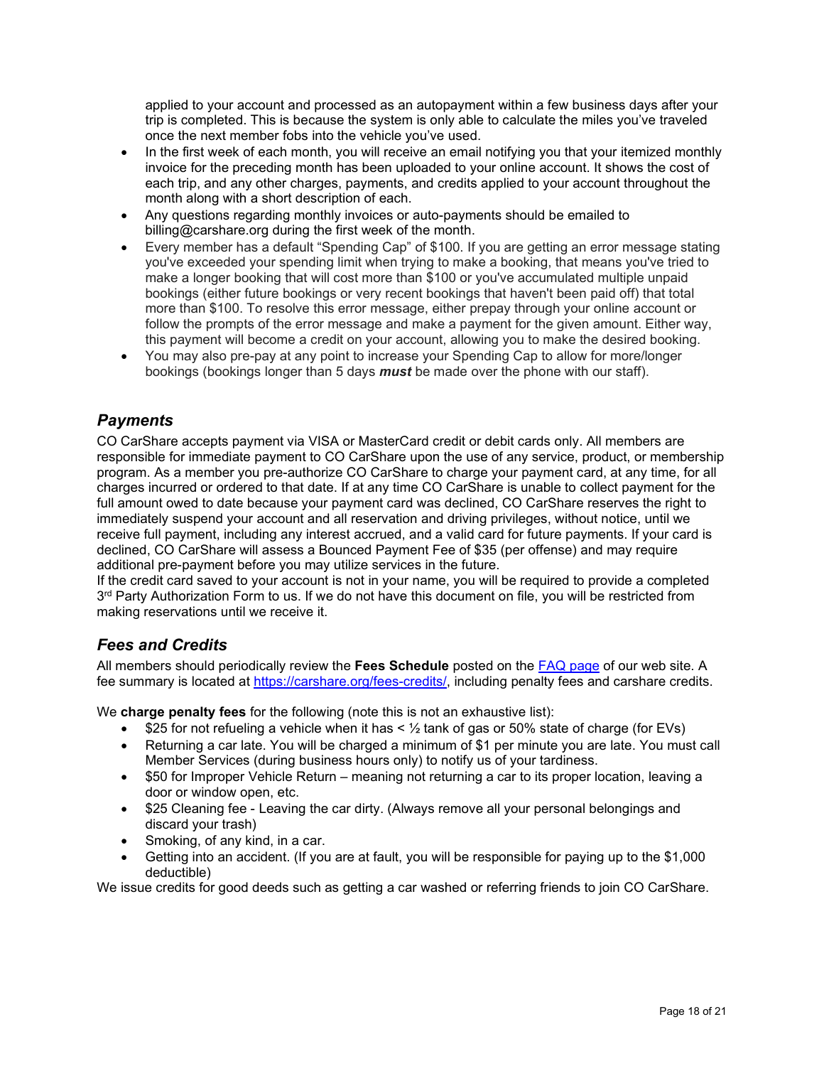applied to your account and processed as an autopayment within a few business days after your trip is completed. This is because the system is only able to calculate the miles you've traveled once the next member fobs into the vehicle you've used.

- In the first week of each month, you will receive an email notifying you that your itemized monthly invoice for the preceding month has been uploaded to your online account. It shows the cost of each trip, and any other charges, payments, and credits applied to your account throughout the month along with a short description of each.
- Any questions regarding monthly invoices or auto-payments should be emailed to billing@carshare.org during the first week of the month.
- Every member has a default "Spending Cap" of $100. If you are getting an error message stating you've exceeded your spending limit when trying to make a booking, that means you've tried to make a longer booking that will cost more than $100 or you've accumulated multiple unpaid bookings (either future bookings or very recent bookings that haven't been paid off) that total more than $100. To resolve this error message, either prepay through your online account or follow the prompts of the error message and make a payment for the given amount. Either way, this payment will become a credit on your account, allowing you to make the desired booking.
- You may also pre-pay at any point to increase your Spending Cap to allow for more/longer bookings (bookings longer than 5 days ***must*** be made over the phone with our staff).

## *Payments*

CO CarShare accepts payment via VISA or MasterCard credit or debit cards only. All members are responsible for immediate payment to CO CarShare upon the use of any service, product, or membership program. As a member you pre-authorize CO CarShare to charge your payment card, at any time, for all charges incurred or ordered to that date. If at any time CO CarShare is unable to collect payment for the full amount owed to date because your payment card was declined, CO CarShare reserves the right to immediately suspend your account and all reservation and driving privileges, without notice, until we receive full payment, including any interest accrued, and a valid card for future payments. If your card is declined, CO CarShare will assess a Bounced Payment Fee of $35 (per offense) and may require additional pre-payment before you may utilize services in the future.
If the credit card saved to your account is not in your name, you will be required to provide a completed 3rd Party Authorization Form to us. If we do not have this document on file, you will be restricted from making reservations until we receive it.

## *Fees and Credits*

All members should periodically review the **Fees Schedule** posted on the [FAQ page] of our web site. A fee summary is located at https://carshare.org/fees-credits/, including penalty fees and carshare credits.

We **charge penalty fees** for the following (note this is not an exhaustive list):

- $25 for not refueling a vehicle when it has < ½ tank of gas or 50% state of charge (for EVs)
- Returning a car late. You will be charged a minimum of $1 per minute you are late. You must call Member Services (during business hours only) to notify us of your tardiness.
- $50 for Improper Vehicle Return – meaning not returning a car to its proper location, leaving a door or window open, etc.
- $25 Cleaning fee - Leaving the car dirty. (Always remove all your personal belongings and discard your trash)
- Smoking, of any kind, in a car.
- Getting into an accident. (If you are at fault, you will be responsible for paying up to the $1,000 deductible)

We issue credits for good deeds such as getting a car washed or referring friends to join CO CarShare.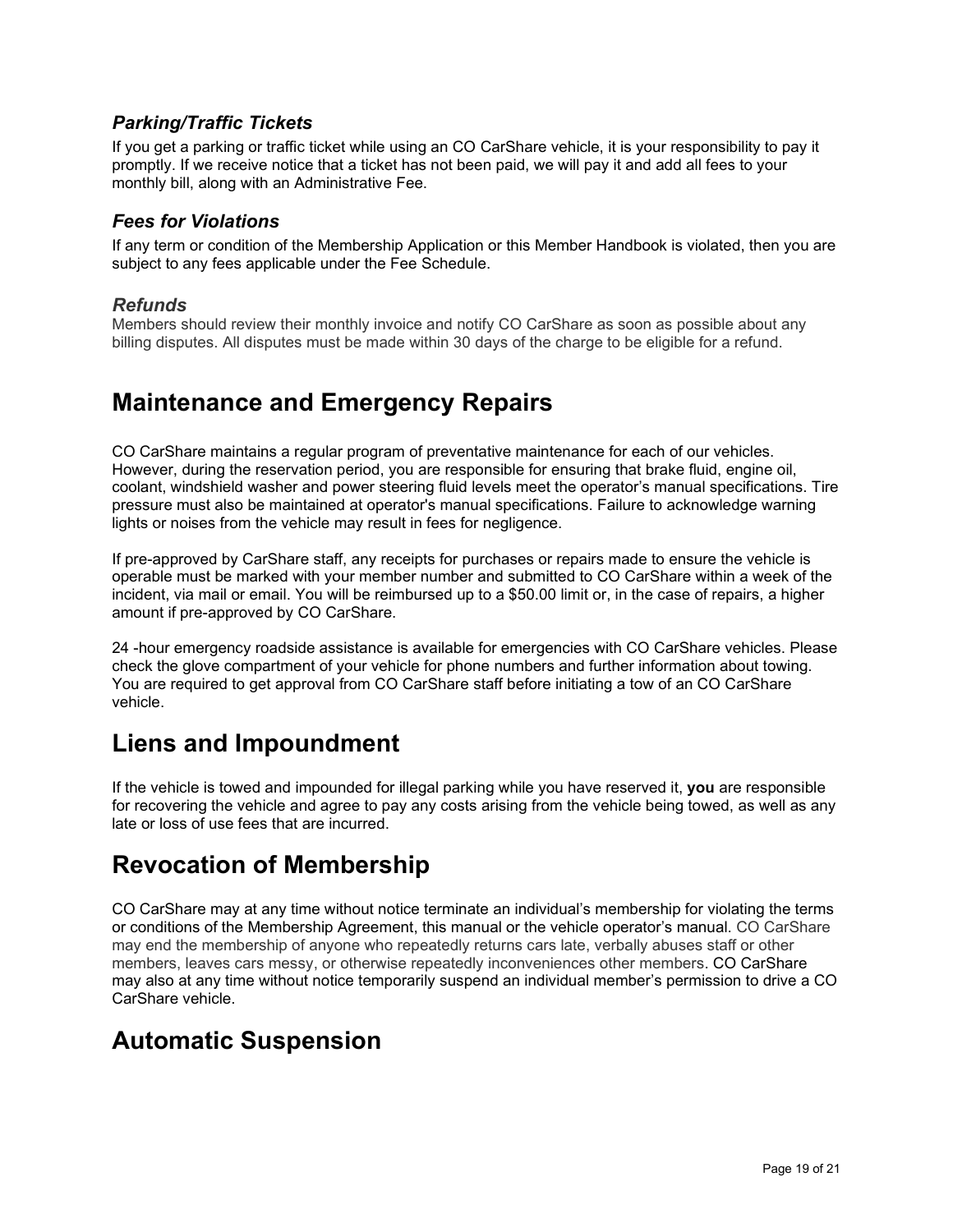### *Parking/Traffic Tickets*

If you get a parking or traffic ticket while using an CO CarShare vehicle, it is your responsibility to pay it promptly. If we receive notice that a ticket has not been paid, we will pay it and add all fees to your monthly bill, along with an Administrative Fee.

### *Fees for Violations*

If any term or condition of the Membership Application or this Member Handbook is violated, then you are subject to any fees applicable under the Fee Schedule.

### *Refunds*

Members should review their monthly invoice and notify CO CarShare as soon as possible about any billing disputes. All disputes must be made within 30 days of the charge to be eligible for a refund.

## Maintenance and Emergency Repairs

CO CarShare maintains a regular program of preventative maintenance for each of our vehicles. However, during the reservation period, you are responsible for ensuring that brake fluid, engine oil, coolant, windshield washer and power steering fluid levels meet the operator's manual specifications. Tire pressure must also be maintained at operator's manual specifications. Failure to acknowledge warning lights or noises from the vehicle may result in fees for negligence.

If pre-approved by CarShare staff, any receipts for purchases or repairs made to ensure the vehicle is operable must be marked with your member number and submitted to CO CarShare within a week of the incident, via mail or email. You will be reimbursed up to a $50.00 limit or, in the case of repairs, a higher amount if pre-approved by CO CarShare.

24 -hour emergency roadside assistance is available for emergencies with CO CarShare vehicles. Please check the glove compartment of your vehicle for phone numbers and further information about towing. You are required to get approval from CO CarShare staff before initiating a tow of an CO CarShare vehicle.

## Liens and Impoundment

If the vehicle is towed and impounded for illegal parking while you have reserved it, **you** are responsible for recovering the vehicle and agree to pay any costs arising from the vehicle being towed, as well as any late or loss of use fees that are incurred.

## Revocation of Membership

CO CarShare may at any time without notice terminate an individual's membership for violating the terms or conditions of the Membership Agreement, this manual or the vehicle operator's manual. CO CarShare may end the membership of anyone who repeatedly returns cars late, verbally abuses staff or other members, leaves cars messy, or otherwise repeatedly inconveniences other members. CO CarShare may also at any time without notice temporarily suspend an individual member's permission to drive a CO CarShare vehicle.

## Automatic Suspension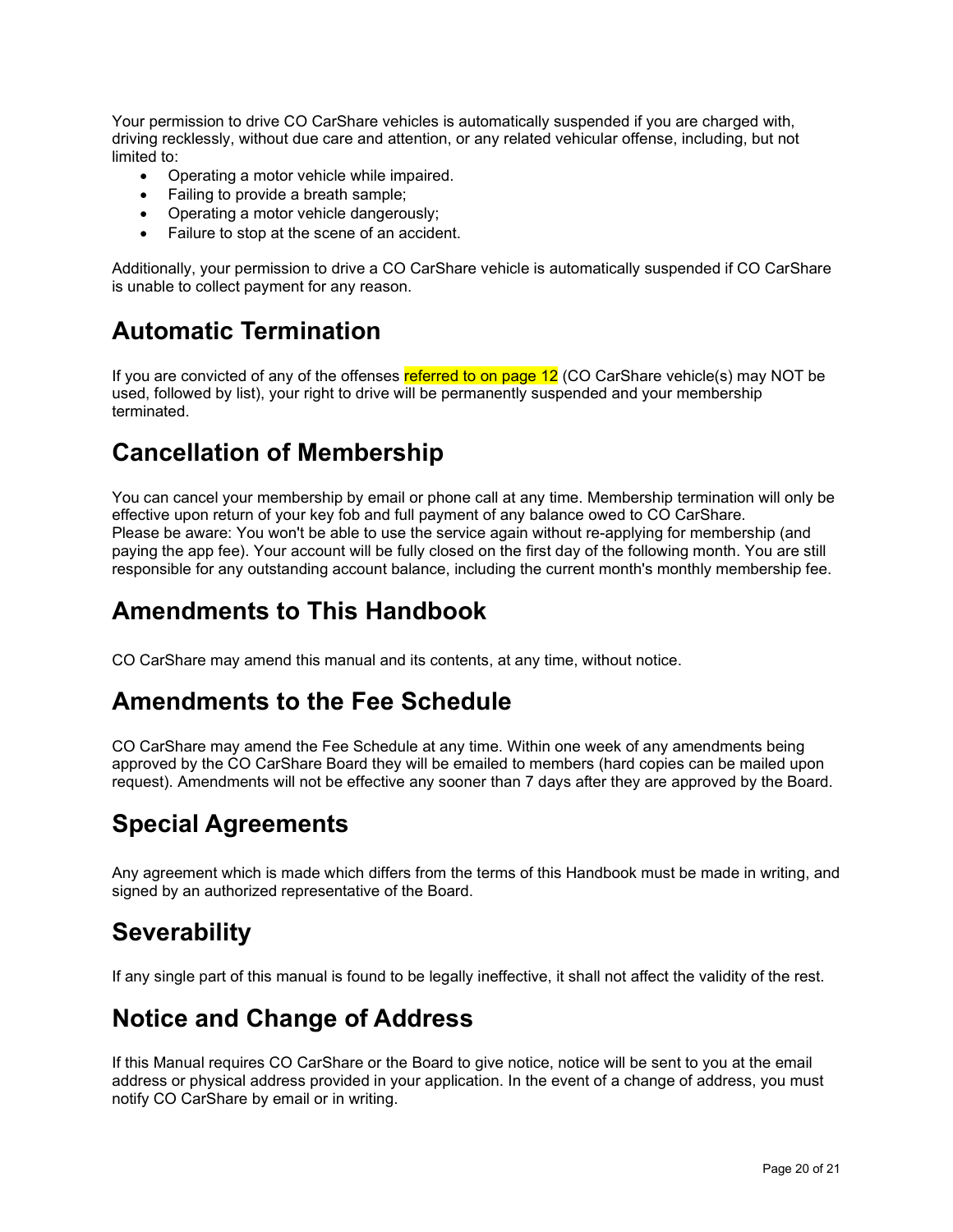Your permission to drive CO CarShare vehicles is automatically suspended if you are charged with, driving recklessly, without due care and attention, or any related vehicular offense, including, but not limited to:

- Operating a motor vehicle while impaired.
- Failing to provide a breath sample;
- Operating a motor vehicle dangerously;
- Failure to stop at the scene of an accident.

Additionally, your permission to drive a CO CarShare vehicle is automatically suspended if CO CarShare is unable to collect payment for any reason.

## Automatic Termination

If you are convicted of any of the offenses referred to on page 12 (CO CarShare vehicle(s) may NOT be used, followed by list), your right to drive will be permanently suspended and your membership terminated.

## Cancellation of Membership

You can cancel your membership by email or phone call at any time. Membership termination will only be effective upon return of your key fob and full payment of any balance owed to CO CarShare.
Please be aware: You won't be able to use the service again without re-applying for membership (and paying the app fee). Your account will be fully closed on the first day of the following month. You are still responsible for any outstanding account balance, including the current month's monthly membership fee.

## Amendments to This Handbook

CO CarShare may amend this manual and its contents, at any time, without notice.

## Amendments to the Fee Schedule

CO CarShare may amend the Fee Schedule at any time. Within one week of any amendments being approved by the CO CarShare Board they will be emailed to members (hard copies can be mailed upon request). Amendments will not be effective any sooner than 7 days after they are approved by the Board.

## Special Agreements

Any agreement which is made which differs from the terms of this Handbook must be made in writing, and signed by an authorized representative of the Board.

## Severability

If any single part of this manual is found to be legally ineffective, it shall not affect the validity of the rest.

## Notice and Change of Address

If this Manual requires CO CarShare or the Board to give notice, notice will be sent to you at the email address or physical address provided in your application. In the event of a change of address, you must notify CO CarShare by email or in writing.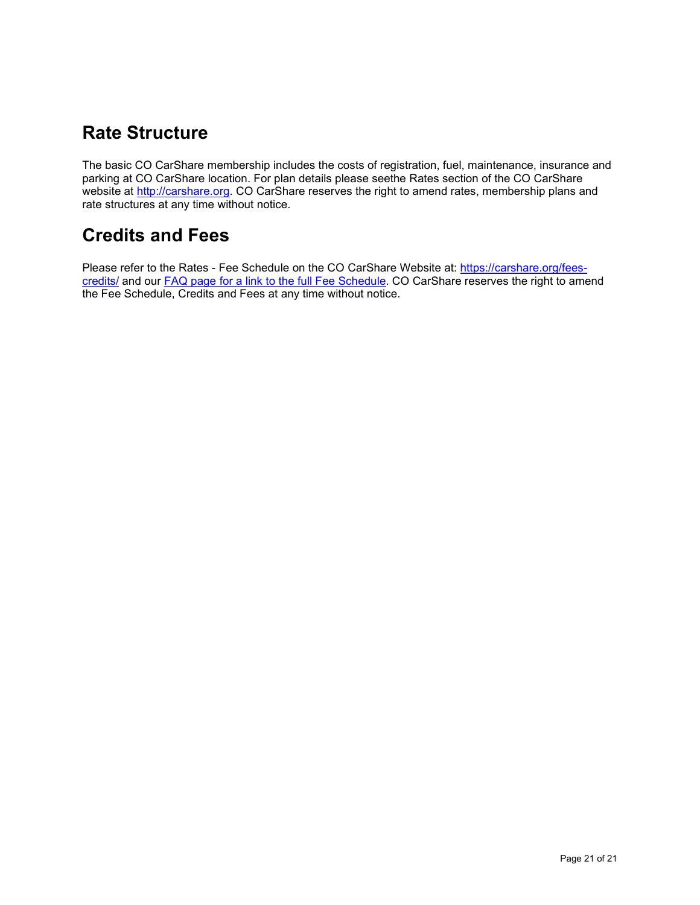## Rate Structure

The basic CO CarShare membership includes the costs of registration, fuel, maintenance, insurance and parking at CO CarShare location. For plan details please seethe Rates section of the CO CarShare website at [http://carshare.org](http://carshare.org). CO CarShare reserves the right to amend rates, membership plans and rate structures at any time without notice.

## Credits and Fees

Please refer to the Rates - Fee Schedule on the CO CarShare Website at: [https://carshare.org/fees-credits/](https://carshare.org/fees-credits/) and our FAQ page for a link to the full Fee Schedule. CO CarShare reserves the right to amend the Fee Schedule, Credits and Fees at any time without notice.